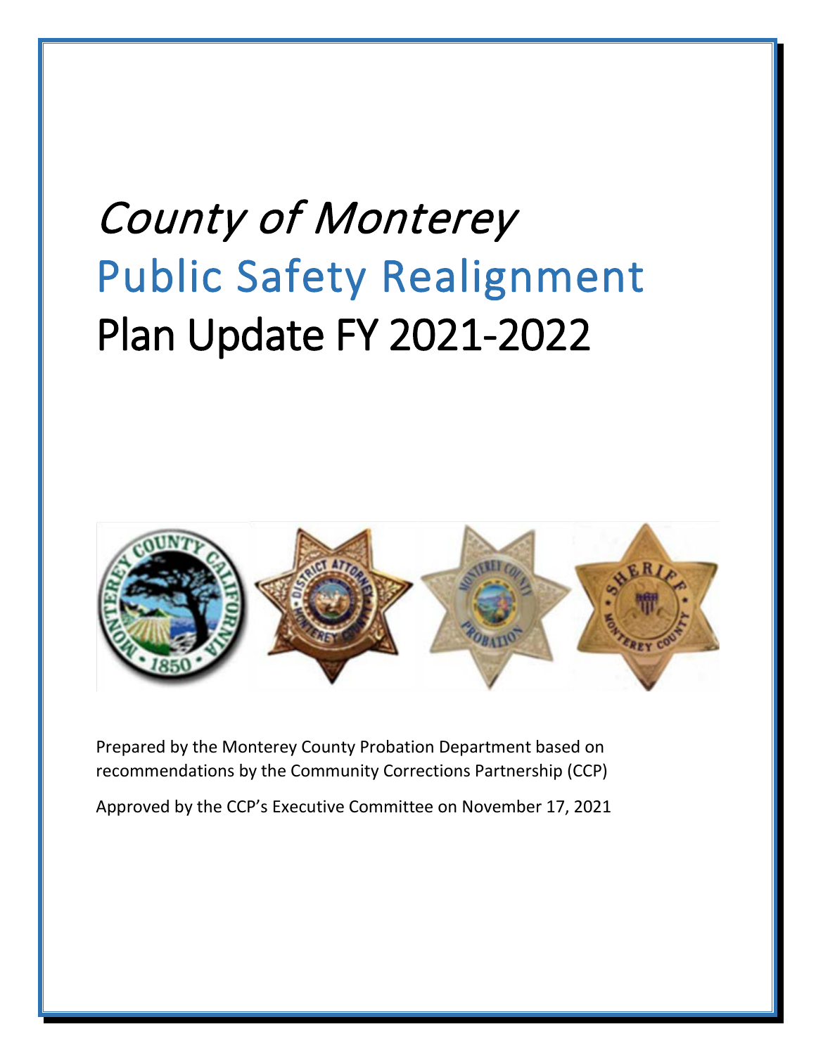# *County of Monterey*

# Public Safety Realignment

# Plan Update FY 2021-2022

Prepared by the Monterey County Probation Department based on recommendations by the Community Corrections Partnership (CCP)

Approved by the CCP's Executive Committee on November 17, 2021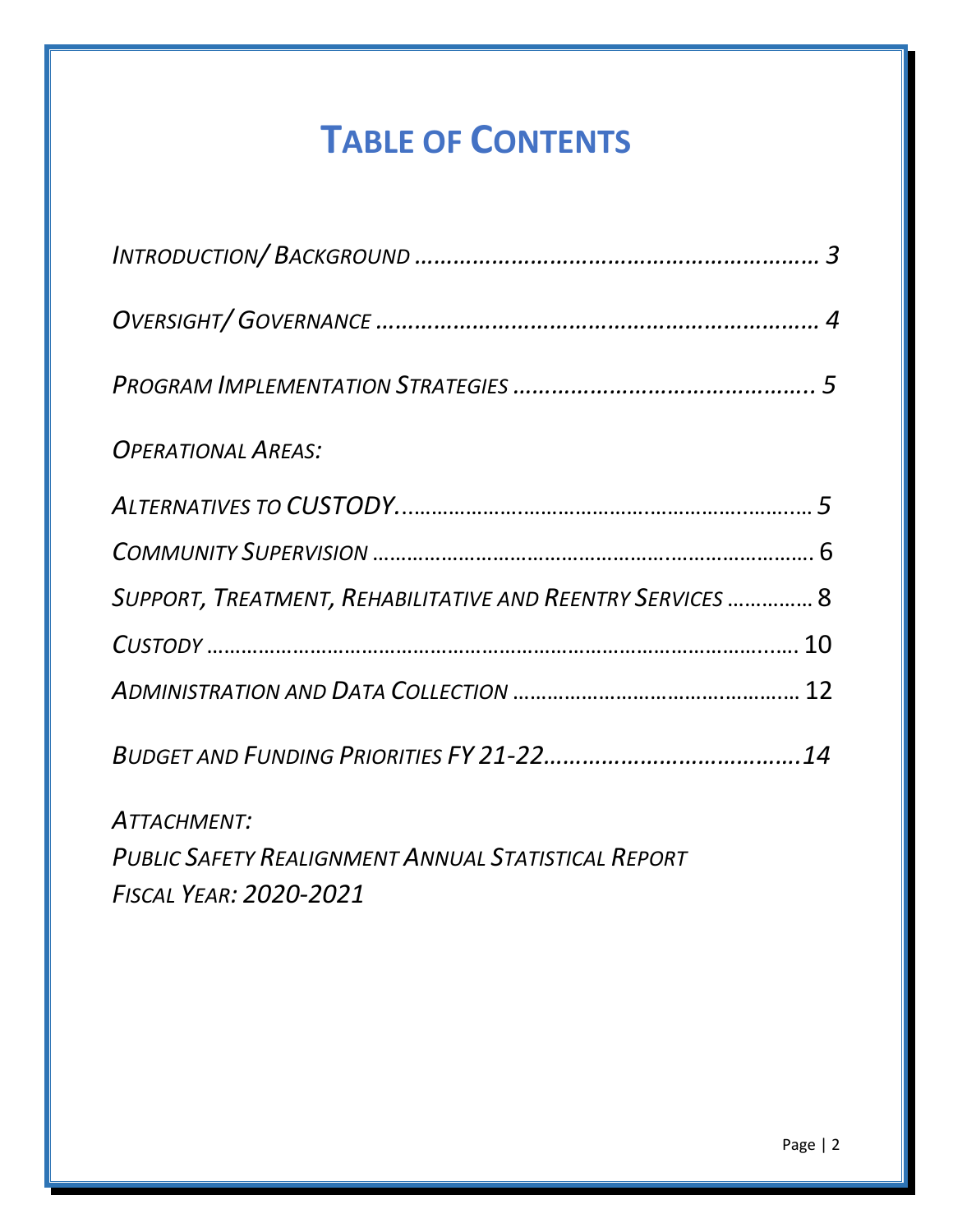# TABLE OF CONTENTS

*INTRODUCTION/ BACKGROUND ………………………………………………… 3*

*OVERSIGHT/ GOVERNANCE ………………………………………………………… 4*

*PROGRAM IMPLEMENTATION STRATEGIES ……………………………………. 5*

*OPERATIONAL AREAS:*

*ALTERNATIVES TO CUSTODY……………………………………………………… 5*

*COMMUNITY SUPERVISION* ……………………………………………………… 6

*SUPPORT, TREATMENT, REHABILITATIVE AND REENTRY SERVICES* …………… 8

*CUSTODY* ………………………………………………………………………… 10

*ADMINISTRATION AND DATA COLLECTION* ………………………………… 12

*BUDGET AND FUNDING PRIORITIES FY 21-22…………………………………14*

*ATTACHMENT:*
*PUBLIC SAFETY REALIGNMENT ANNUAL STATISTICAL REPORT*
*FISCAL YEAR: 2020-2021*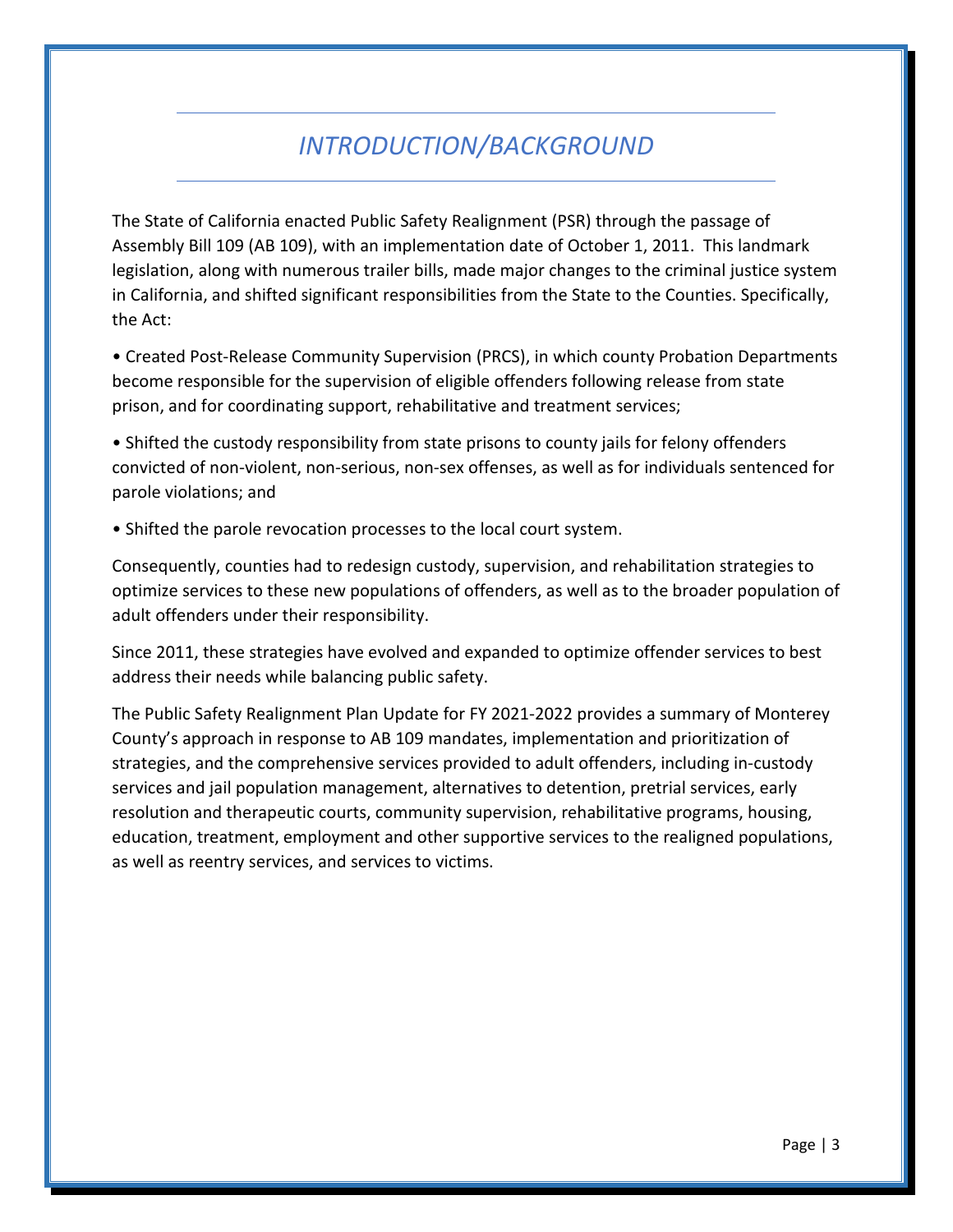# *INTRODUCTION/BACKGROUND*

The State of California enacted Public Safety Realignment (PSR) through the passage of Assembly Bill 109 (AB 109), with an implementation date of October 1, 2011. This landmark legislation, along with numerous trailer bills, made major changes to the criminal justice system in California, and shifted significant responsibilities from the State to the Counties. Specifically, the Act:

• Created Post-Release Community Supervision (PRCS), in which county Probation Departments become responsible for the supervision of eligible offenders following release from state prison, and for coordinating support, rehabilitative and treatment services;

• Shifted the custody responsibility from state prisons to county jails for felony offenders convicted of non-violent, non-serious, non-sex offenses, as well as for individuals sentenced for parole violations; and

• Shifted the parole revocation processes to the local court system.

Consequently, counties had to redesign custody, supervision, and rehabilitation strategies to optimize services to these new populations of offenders, as well as to the broader population of adult offenders under their responsibility.

Since 2011, these strategies have evolved and expanded to optimize offender services to best address their needs while balancing public safety.

The Public Safety Realignment Plan Update for FY 2021-2022 provides a summary of Monterey County's approach in response to AB 109 mandates, implementation and prioritization of strategies, and the comprehensive services provided to adult offenders, including in-custody services and jail population management, alternatives to detention, pretrial services, early resolution and therapeutic courts, community supervision, rehabilitative programs, housing, education, treatment, employment and other supportive services to the realigned populations, as well as reentry services, and services to victims.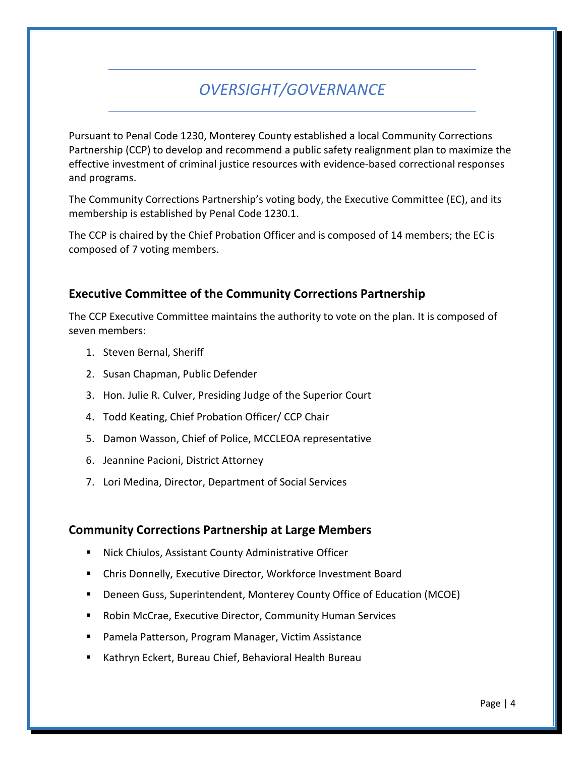# *OVERSIGHT/GOVERNANCE*

Pursuant to Penal Code 1230, Monterey County established a local Community Corrections Partnership (CCP) to develop and recommend a public safety realignment plan to maximize the effective investment of criminal justice resources with evidence-based correctional responses and programs.

The Community Corrections Partnership's voting body, the Executive Committee (EC), and its membership is established by Penal Code 1230.1.

The CCP is chaired by the Chief Probation Officer and is composed of 14 members; the EC is composed of 7 voting members.

## Executive Committee of the Community Corrections Partnership

The CCP Executive Committee maintains the authority to vote on the plan. It is composed of seven members:

1. Steven Bernal, Sheriff
2. Susan Chapman, Public Defender
3. Hon. Julie R. Culver, Presiding Judge of the Superior Court
4. Todd Keating, Chief Probation Officer/ CCP Chair
5. Damon Wasson, Chief of Police, MCCLEOA representative
6. Jeannine Pacioni, District Attorney
7. Lori Medina, Director, Department of Social Services

## Community Corrections Partnership at Large Members

- Nick Chiulos, Assistant County Administrative Officer
- Chris Donnelly, Executive Director, Workforce Investment Board
- Deneen Guss, Superintendent, Monterey County Office of Education (MCOE)
- Robin McCrae, Executive Director, Community Human Services
- Pamela Patterson, Program Manager, Victim Assistance
- Kathryn Eckert, Bureau Chief, Behavioral Health Bureau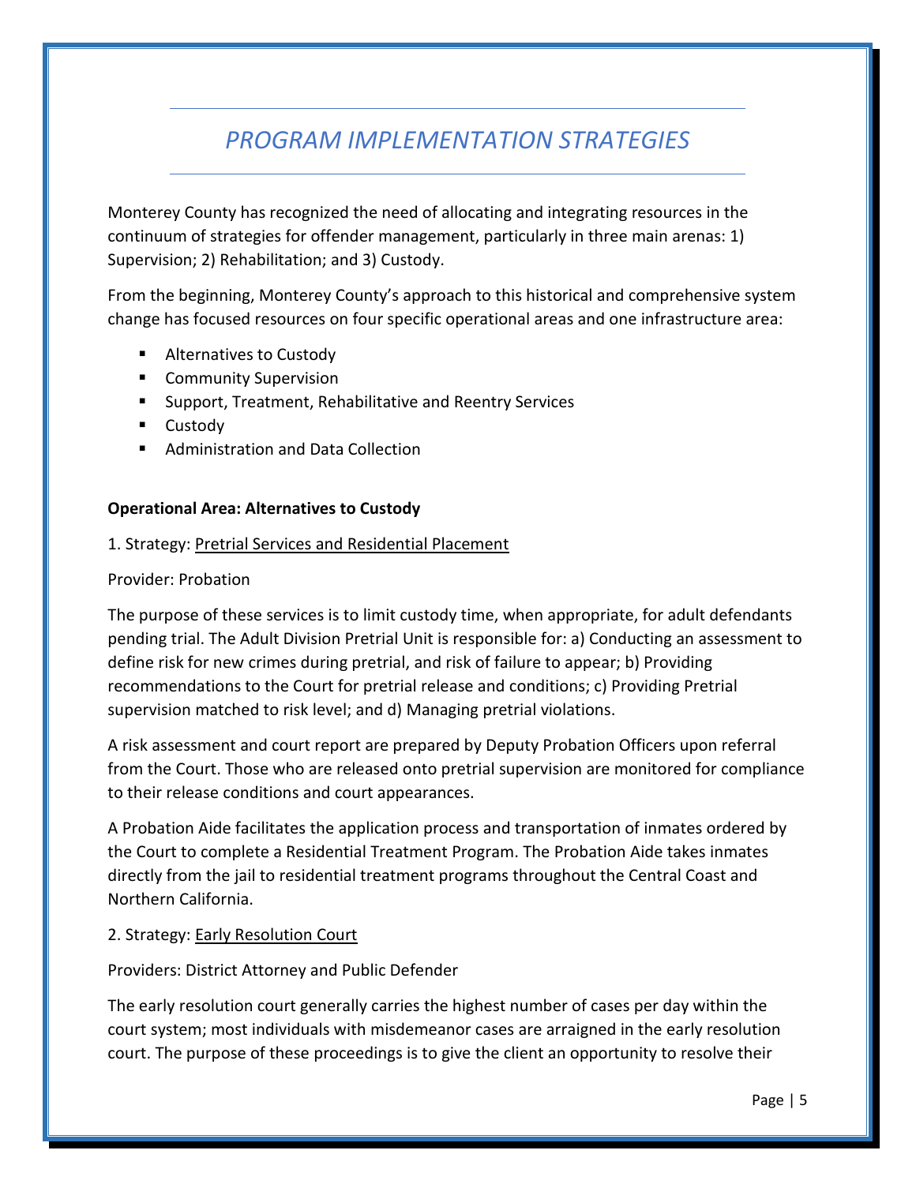# *PROGRAM IMPLEMENTATION STRATEGIES*

Monterey County has recognized the need of allocating and integrating resources in the continuum of strategies for offender management, particularly in three main arenas: 1) Supervision; 2) Rehabilitation; and 3) Custody.

From the beginning, Monterey County's approach to this historical and comprehensive system change has focused resources on four specific operational areas and one infrastructure area:

- Alternatives to Custody
- Community Supervision
- Support, Treatment, Rehabilitative and Reentry Services
- Custody
- Administration and Data Collection

**Operational Area: Alternatives to Custody**

1. Strategy: <u>Pretrial Services and Residential Placement</u>

Provider: Probation

The purpose of these services is to limit custody time, when appropriate, for adult defendants pending trial. The Adult Division Pretrial Unit is responsible for: a) Conducting an assessment to define risk for new crimes during pretrial, and risk of failure to appear; b) Providing recommendations to the Court for pretrial release and conditions; c) Providing Pretrial supervision matched to risk level; and d) Managing pretrial violations.

A risk assessment and court report are prepared by Deputy Probation Officers upon referral from the Court. Those who are released onto pretrial supervision are monitored for compliance to their release conditions and court appearances.

A Probation Aide facilitates the application process and transportation of inmates ordered by the Court to complete a Residential Treatment Program. The Probation Aide takes inmates directly from the jail to residential treatment programs throughout the Central Coast and Northern California.

2. Strategy: <u>Early Resolution Court</u>

Providers: District Attorney and Public Defender

The early resolution court generally carries the highest number of cases per day within the court system; most individuals with misdemeanor cases are arraigned in the early resolution court. The purpose of these proceedings is to give the client an opportunity to resolve their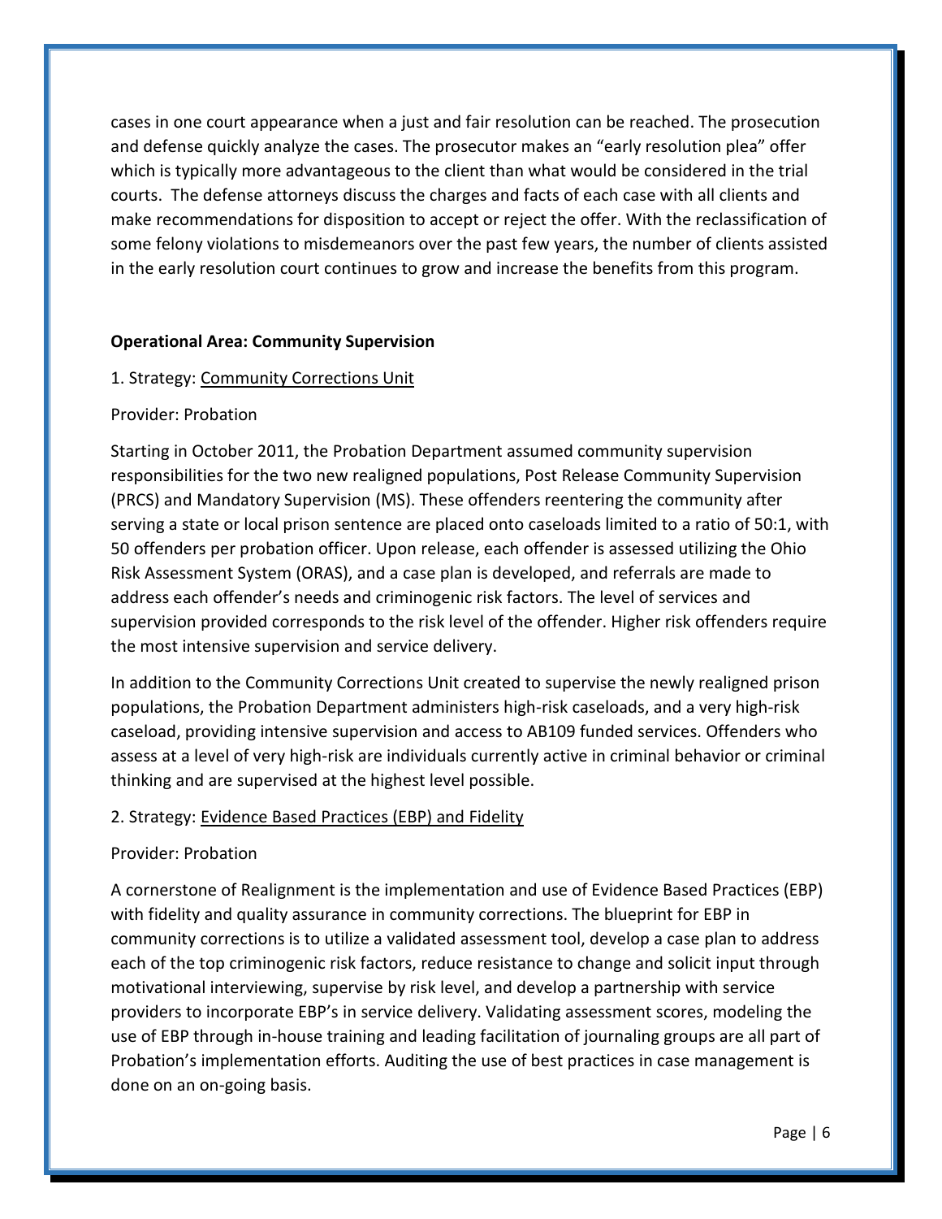cases in one court appearance when a just and fair resolution can be reached. The prosecution and defense quickly analyze the cases. The prosecutor makes an "early resolution plea" offer which is typically more advantageous to the client than what would be considered in the trial courts. The defense attorneys discuss the charges and facts of each case with all clients and make recommendations for disposition to accept or reject the offer. With the reclassification of some felony violations to misdemeanors over the past few years, the number of clients assisted in the early resolution court continues to grow and increase the benefits from this program.

**Operational Area: Community Supervision**

1. Strategy: <u>Community Corrections Unit</u>

Provider: Probation

Starting in October 2011, the Probation Department assumed community supervision responsibilities for the two new realigned populations, Post Release Community Supervision (PRCS) and Mandatory Supervision (MS). These offenders reentering the community after serving a state or local prison sentence are placed onto caseloads limited to a ratio of 50:1, with 50 offenders per probation officer. Upon release, each offender is assessed utilizing the Ohio Risk Assessment System (ORAS), and a case plan is developed, and referrals are made to address each offender's needs and criminogenic risk factors. The level of services and supervision provided corresponds to the risk level of the offender. Higher risk offenders require the most intensive supervision and service delivery.

In addition to the Community Corrections Unit created to supervise the newly realigned prison populations, the Probation Department administers high-risk caseloads, and a very high-risk caseload, providing intensive supervision and access to AB109 funded services. Offenders who assess at a level of very high-risk are individuals currently active in criminal behavior or criminal thinking and are supervised at the highest level possible.

2. Strategy: <u>Evidence Based Practices (EBP) and Fidelity</u>

Provider: Probation

A cornerstone of Realignment is the implementation and use of Evidence Based Practices (EBP) with fidelity and quality assurance in community corrections. The blueprint for EBP in community corrections is to utilize a validated assessment tool, develop a case plan to address each of the top criminogenic risk factors, reduce resistance to change and solicit input through motivational interviewing, supervise by risk level, and develop a partnership with service providers to incorporate EBP's in service delivery. Validating assessment scores, modeling the use of EBP through in-house training and leading facilitation of journaling groups are all part of Probation's implementation efforts. Auditing the use of best practices in case management is done on an on-going basis.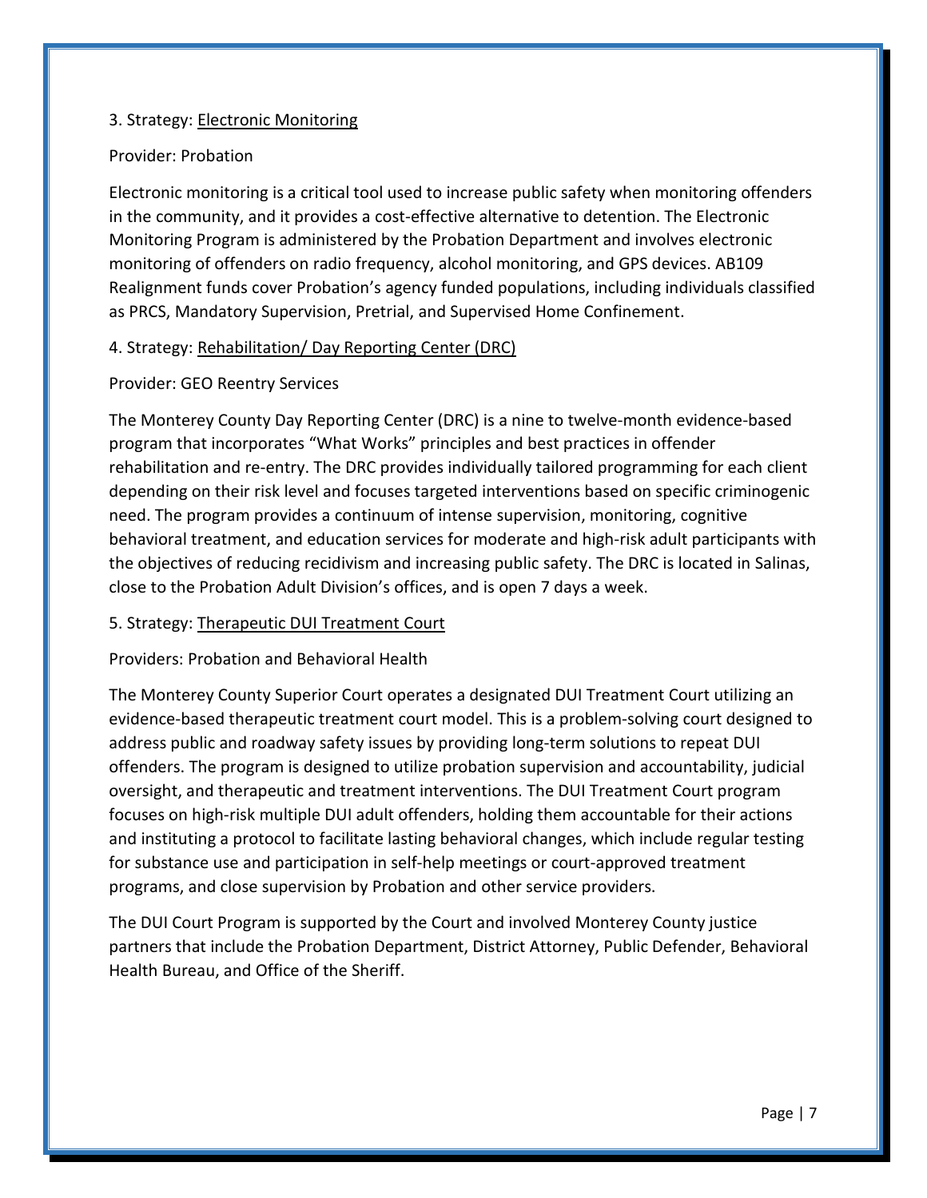3. Strategy: <u>Electronic Monitoring</u>

Provider: Probation

Electronic monitoring is a critical tool used to increase public safety when monitoring offenders in the community, and it provides a cost-effective alternative to detention. The Electronic Monitoring Program is administered by the Probation Department and involves electronic monitoring of offenders on radio frequency, alcohol monitoring, and GPS devices. AB109 Realignment funds cover Probation's agency funded populations, including individuals classified as PRCS, Mandatory Supervision, Pretrial, and Supervised Home Confinement.

4. Strategy: <u>Rehabilitation/ Day Reporting Center (DRC)</u>

Provider: GEO Reentry Services

The Monterey County Day Reporting Center (DRC) is a nine to twelve-month evidence-based program that incorporates "What Works" principles and best practices in offender rehabilitation and re-entry. The DRC provides individually tailored programming for each client depending on their risk level and focuses targeted interventions based on specific criminogenic need. The program provides a continuum of intense supervision, monitoring, cognitive behavioral treatment, and education services for moderate and high-risk adult participants with the objectives of reducing recidivism and increasing public safety. The DRC is located in Salinas, close to the Probation Adult Division's offices, and is open 7 days a week.

5. Strategy: <u>Therapeutic DUI Treatment Court</u>

Providers: Probation and Behavioral Health

The Monterey County Superior Court operates a designated DUI Treatment Court utilizing an evidence-based therapeutic treatment court model. This is a problem-solving court designed to address public and roadway safety issues by providing long-term solutions to repeat DUI offenders. The program is designed to utilize probation supervision and accountability, judicial oversight, and therapeutic and treatment interventions. The DUI Treatment Court program focuses on high-risk multiple DUI adult offenders, holding them accountable for their actions and instituting a protocol to facilitate lasting behavioral changes, which include regular testing for substance use and participation in self-help meetings or court-approved treatment programs, and close supervision by Probation and other service providers.

The DUI Court Program is supported by the Court and involved Monterey County justice partners that include the Probation Department, District Attorney, Public Defender, Behavioral Health Bureau, and Office of the Sheriff.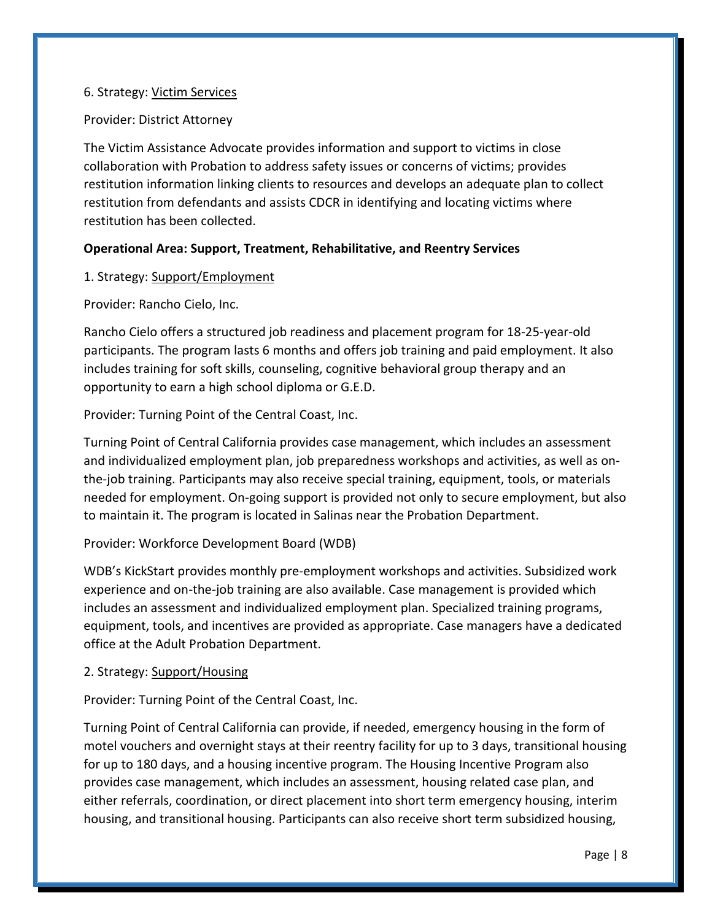6. Strategy: Victim Services

Provider: District Attorney

The Victim Assistance Advocate provides information and support to victims in close collaboration with Probation to address safety issues or concerns of victims; provides restitution information linking clients to resources and develops an adequate plan to collect restitution from defendants and assists CDCR in identifying and locating victims where restitution has been collected.

**Operational Area: Support, Treatment, Rehabilitative, and Reentry Services**

1. Strategy: Support/Employment

Provider: Rancho Cielo, Inc.

Rancho Cielo offers a structured job readiness and placement program for 18-25-year-old participants. The program lasts 6 months and offers job training and paid employment. It also includes training for soft skills, counseling, cognitive behavioral group therapy and an opportunity to earn a high school diploma or G.E.D.

Provider: Turning Point of the Central Coast, Inc.

Turning Point of Central California provides case management, which includes an assessment and individualized employment plan, job preparedness workshops and activities, as well as on-the-job training. Participants may also receive special training, equipment, tools, or materials needed for employment. On-going support is provided not only to secure employment, but also to maintain it. The program is located in Salinas near the Probation Department.

Provider: Workforce Development Board (WDB)

WDB's KickStart provides monthly pre-employment workshops and activities. Subsidized work experience and on-the-job training are also available. Case management is provided which includes an assessment and individualized employment plan. Specialized training programs, equipment, tools, and incentives are provided as appropriate. Case managers have a dedicated office at the Adult Probation Department.

2. Strategy: Support/Housing

Provider: Turning Point of the Central Coast, Inc.

Turning Point of Central California can provide, if needed, emergency housing in the form of motel vouchers and overnight stays at their reentry facility for up to 3 days, transitional housing for up to 180 days, and a housing incentive program. The Housing Incentive Program also provides case management, which includes an assessment, housing related case plan, and either referrals, coordination, or direct placement into short term emergency housing, interim housing, and transitional housing. Participants can also receive short term subsidized housing,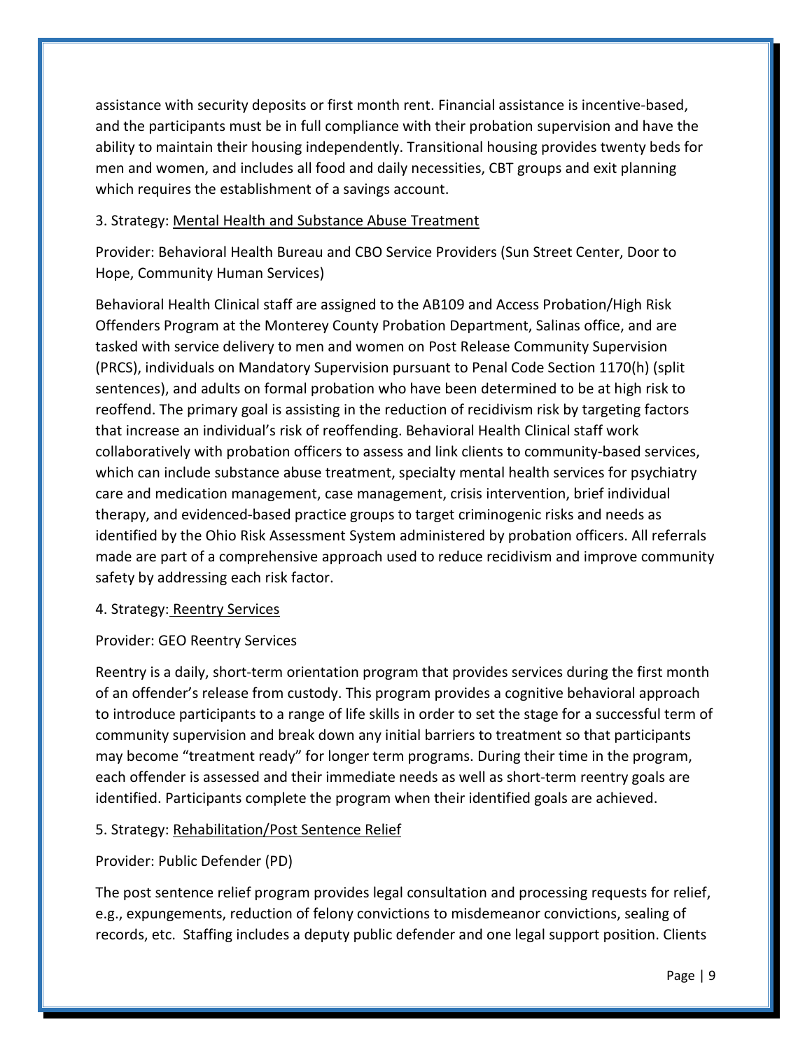assistance with security deposits or first month rent. Financial assistance is incentive-based, and the participants must be in full compliance with their probation supervision and have the ability to maintain their housing independently. Transitional housing provides twenty beds for men and women, and includes all food and daily necessities, CBT groups and exit planning which requires the establishment of a savings account.

3. Strategy: <u>Mental Health and Substance Abuse Treatment</u>

Provider: Behavioral Health Bureau and CBO Service Providers (Sun Street Center, Door to Hope, Community Human Services)

Behavioral Health Clinical staff are assigned to the AB109 and Access Probation/High Risk Offenders Program at the Monterey County Probation Department, Salinas office, and are tasked with service delivery to men and women on Post Release Community Supervision (PRCS), individuals on Mandatory Supervision pursuant to Penal Code Section 1170(h) (split sentences), and adults on formal probation who have been determined to be at high risk to reoffend. The primary goal is assisting in the reduction of recidivism risk by targeting factors that increase an individual's risk of reoffending. Behavioral Health Clinical staff work collaboratively with probation officers to assess and link clients to community-based services, which can include substance abuse treatment, specialty mental health services for psychiatry care and medication management, case management, crisis intervention, brief individual therapy, and evidenced-based practice groups to target criminogenic risks and needs as identified by the Ohio Risk Assessment System administered by probation officers. All referrals made are part of a comprehensive approach used to reduce recidivism and improve community safety by addressing each risk factor.

4. Strategy: <u>Reentry Services</u>

Provider: GEO Reentry Services

Reentry is a daily, short-term orientation program that provides services during the first month of an offender's release from custody. This program provides a cognitive behavioral approach to introduce participants to a range of life skills in order to set the stage for a successful term of community supervision and break down any initial barriers to treatment so that participants may become "treatment ready" for longer term programs. During their time in the program, each offender is assessed and their immediate needs as well as short-term reentry goals are identified. Participants complete the program when their identified goals are achieved.

5. Strategy: <u>Rehabilitation/Post Sentence Relief</u>

Provider: Public Defender (PD)

The post sentence relief program provides legal consultation and processing requests for relief, e.g., expungements, reduction of felony convictions to misdemeanor convictions, sealing of records, etc. Staffing includes a deputy public defender and one legal support position. Clients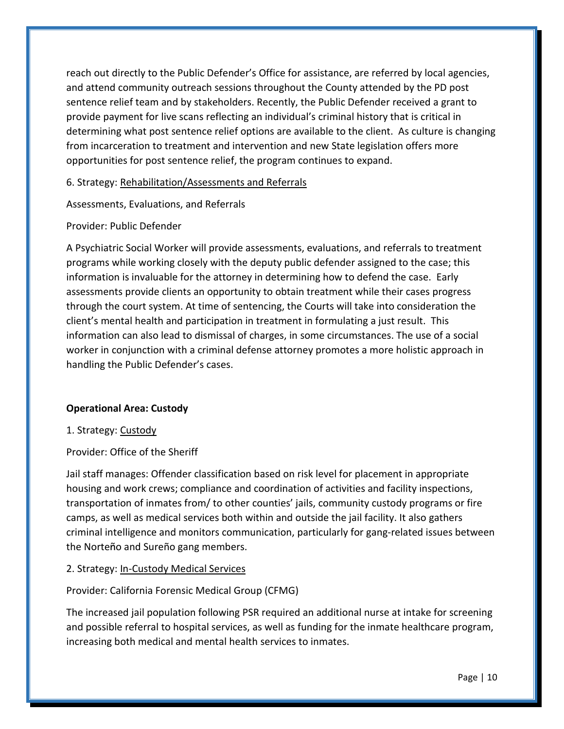reach out directly to the Public Defender's Office for assistance, are referred by local agencies, and attend community outreach sessions throughout the County attended by the PD post sentence relief team and by stakeholders. Recently, the Public Defender received a grant to provide payment for live scans reflecting an individual's criminal history that is critical in determining what post sentence relief options are available to the client. As culture is changing from incarceration to treatment and intervention and new State legislation offers more opportunities for post sentence relief, the program continues to expand.

6. Strategy: Rehabilitation/Assessments and Referrals

Assessments, Evaluations, and Referrals

Provider: Public Defender

A Psychiatric Social Worker will provide assessments, evaluations, and referrals to treatment programs while working closely with the deputy public defender assigned to the case; this information is invaluable for the attorney in determining how to defend the case. Early assessments provide clients an opportunity to obtain treatment while their cases progress through the court system. At time of sentencing, the Courts will take into consideration the client's mental health and participation in treatment in formulating a just result. This information can also lead to dismissal of charges, in some circumstances. The use of a social worker in conjunction with a criminal defense attorney promotes a more holistic approach in handling the Public Defender's cases.

**Operational Area: Custody**

1. Strategy: Custody

Provider: Office of the Sheriff

Jail staff manages: Offender classification based on risk level for placement in appropriate housing and work crews; compliance and coordination of activities and facility inspections, transportation of inmates from/ to other counties' jails, community custody programs or fire camps, as well as medical services both within and outside the jail facility. It also gathers criminal intelligence and monitors communication, particularly for gang-related issues between the Norteño and Sureño gang members.

2. Strategy: In-Custody Medical Services

Provider: California Forensic Medical Group (CFMG)

The increased jail population following PSR required an additional nurse at intake for screening and possible referral to hospital services, as well as funding for the inmate healthcare program, increasing both medical and mental health services to inmates.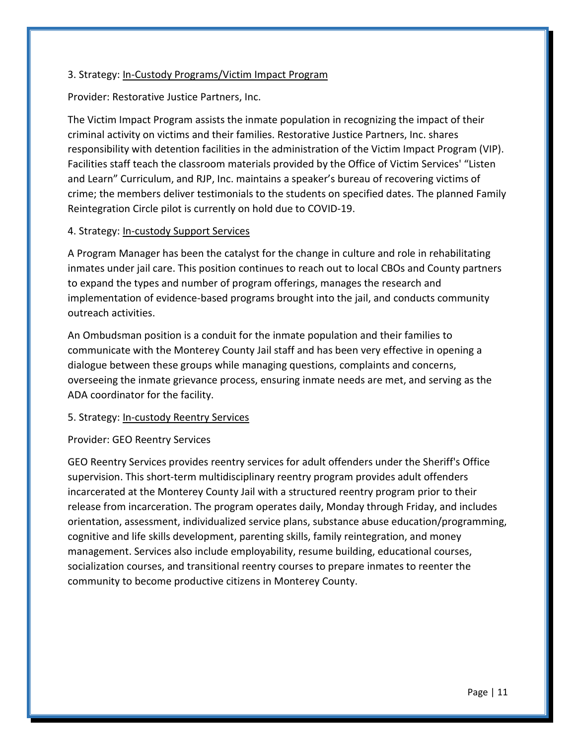3. Strategy: In-Custody Programs/Victim Impact Program

Provider: Restorative Justice Partners, Inc.

The Victim Impact Program assists the inmate population in recognizing the impact of their criminal activity on victims and their families. Restorative Justice Partners, Inc. shares responsibility with detention facilities in the administration of the Victim Impact Program (VIP). Facilities staff teach the classroom materials provided by the Office of Victim Services' "Listen and Learn" Curriculum, and RJP, Inc. maintains a speaker's bureau of recovering victims of crime; the members deliver testimonials to the students on specified dates. The planned Family Reintegration Circle pilot is currently on hold due to COVID-19.

4. Strategy: In-custody Support Services

A Program Manager has been the catalyst for the change in culture and role in rehabilitating inmates under jail care. This position continues to reach out to local CBOs and County partners to expand the types and number of program offerings, manages the research and implementation of evidence-based programs brought into the jail, and conducts community outreach activities.

An Ombudsman position is a conduit for the inmate population and their families to communicate with the Monterey County Jail staff and has been very effective in opening a dialogue between these groups while managing questions, complaints and concerns, overseeing the inmate grievance process, ensuring inmate needs are met, and serving as the ADA coordinator for the facility.

5. Strategy: In-custody Reentry Services

Provider: GEO Reentry Services

GEO Reentry Services provides reentry services for adult offenders under the Sheriff's Office supervision. This short-term multidisciplinary reentry program provides adult offenders incarcerated at the Monterey County Jail with a structured reentry program prior to their release from incarceration. The program operates daily, Monday through Friday, and includes orientation, assessment, individualized service plans, substance abuse education/programming, cognitive and life skills development, parenting skills, family reintegration, and money management. Services also include employability, resume building, educational courses, socialization courses, and transitional reentry courses to prepare inmates to reenter the community to become productive citizens in Monterey County.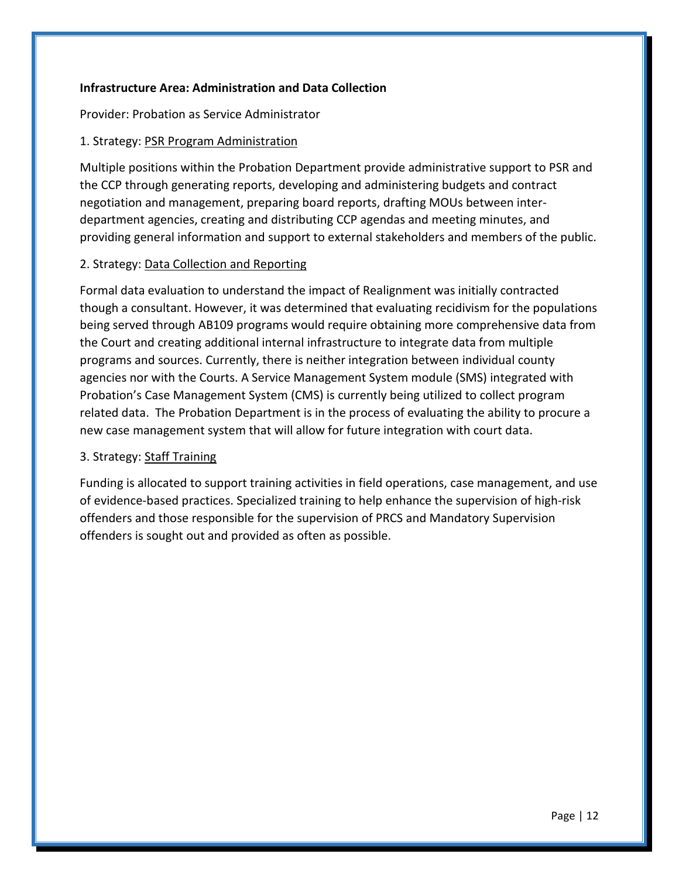**Infrastructure Area: Administration and Data Collection**

Provider: Probation as Service Administrator

1. Strategy: PSR Program Administration

Multiple positions within the Probation Department provide administrative support to PSR and the CCP through generating reports, developing and administering budgets and contract negotiation and management, preparing board reports, drafting MOUs between inter-department agencies, creating and distributing CCP agendas and meeting minutes, and providing general information and support to external stakeholders and members of the public.

2. Strategy: Data Collection and Reporting

Formal data evaluation to understand the impact of Realignment was initially contracted though a consultant. However, it was determined that evaluating recidivism for the populations being served through AB109 programs would require obtaining more comprehensive data from the Court and creating additional internal infrastructure to integrate data from multiple programs and sources. Currently, there is neither integration between individual county agencies nor with the Courts. A Service Management System module (SMS) integrated with Probation's Case Management System (CMS) is currently being utilized to collect program related data. The Probation Department is in the process of evaluating the ability to procure a new case management system that will allow for future integration with court data.

3. Strategy: Staff Training

Funding is allocated to support training activities in field operations, case management, and use of evidence-based practices. Specialized training to help enhance the supervision of high-risk offenders and those responsible for the supervision of PRCS and Mandatory Supervision offenders is sought out and provided as often as possible.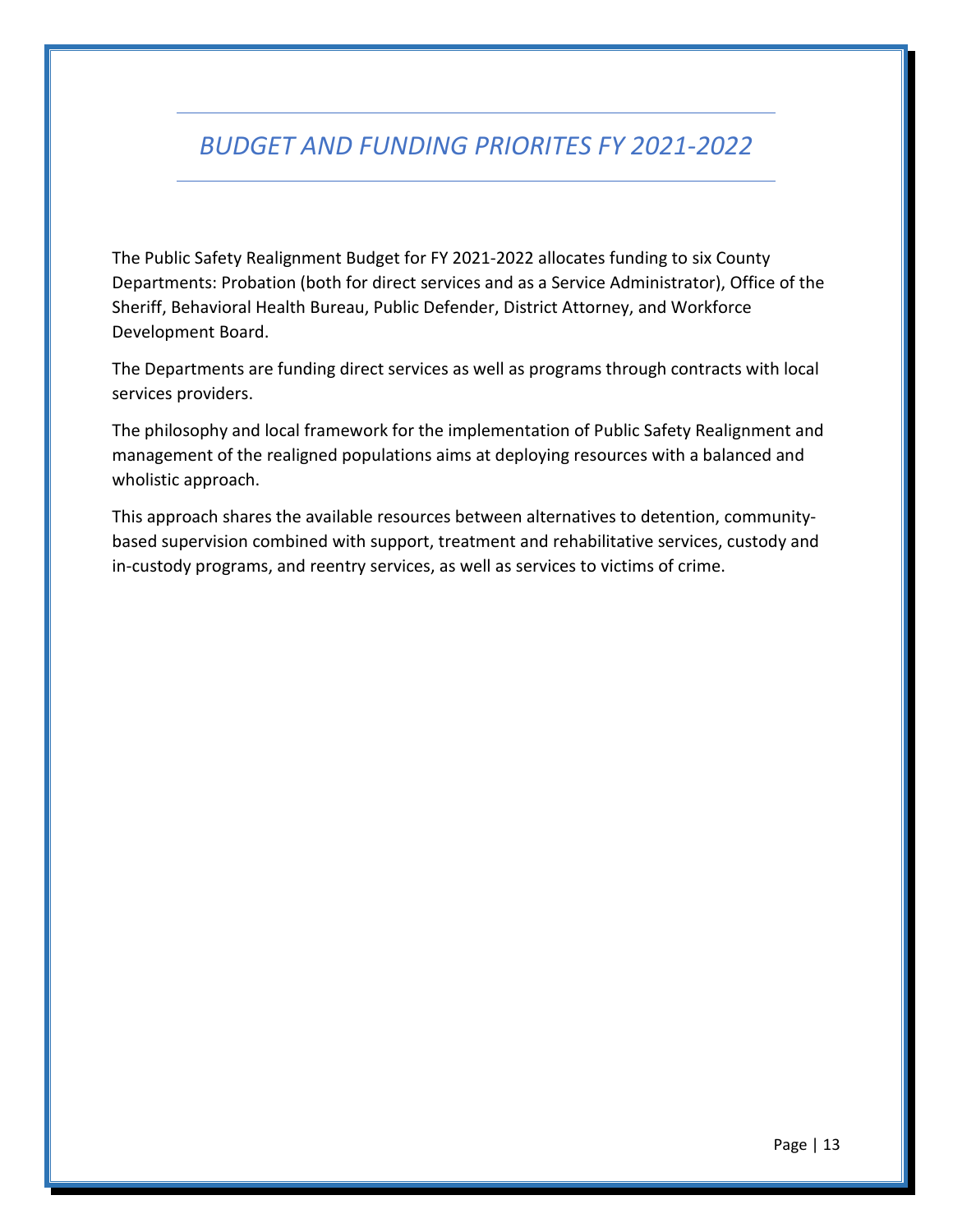# *BUDGET AND FUNDING PRIORITES FY 2021-2022*

The Public Safety Realignment Budget for FY 2021-2022 allocates funding to six County Departments: Probation (both for direct services and as a Service Administrator), Office of the Sheriff, Behavioral Health Bureau, Public Defender, District Attorney, and Workforce Development Board.

The Departments are funding direct services as well as programs through contracts with local services providers.

The philosophy and local framework for the implementation of Public Safety Realignment and management of the realigned populations aims at deploying resources with a balanced and wholistic approach.

This approach shares the available resources between alternatives to detention, community-based supervision combined with support, treatment and rehabilitative services, custody and in-custody programs, and reentry services, as well as services to victims of crime.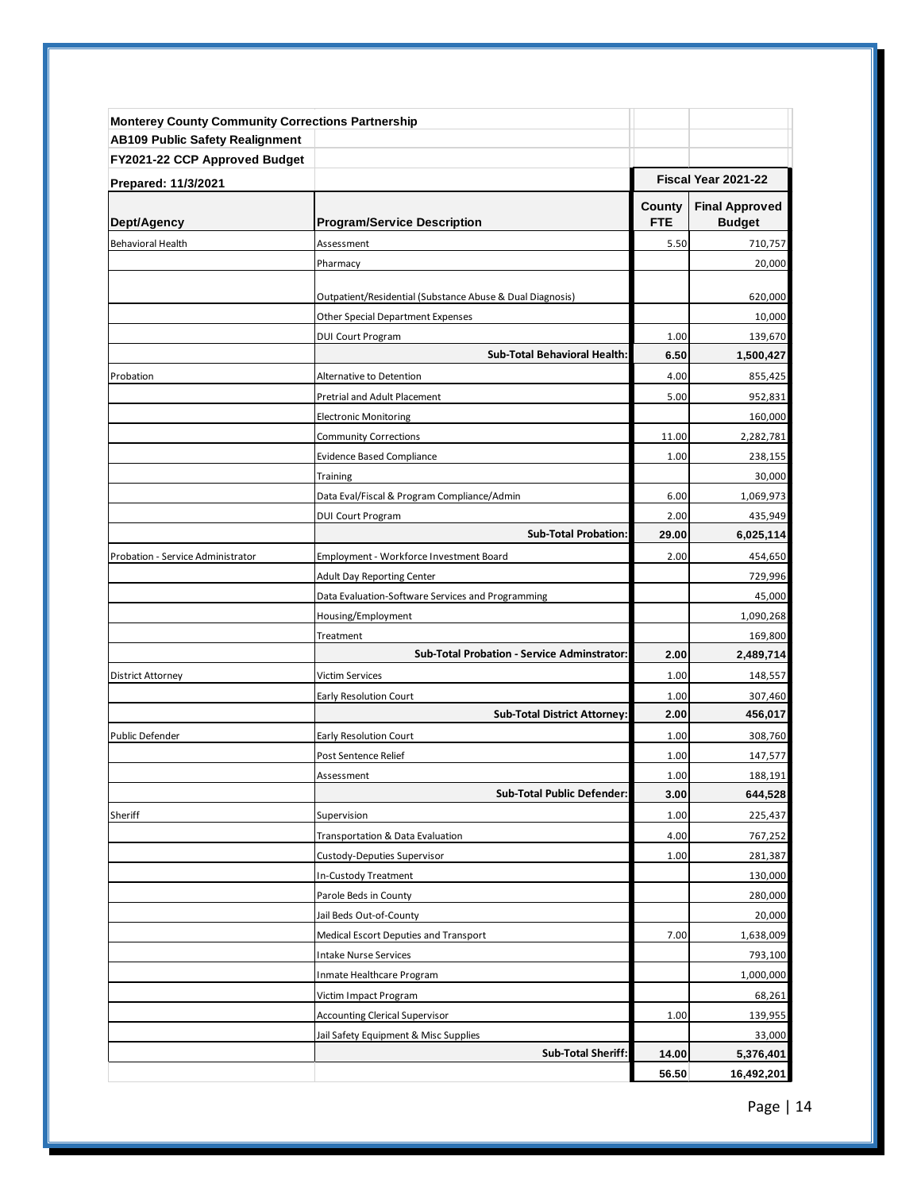| Monterey County Community Corrections Partnership | | | |
|---|---|---|---|
| **AB109 Public Safety Realignment** | | | |
| **FY2021-22 CCP Approved Budget** | | | |
| **Prepared: 11/3/2021** | | **Fiscal Year 2021-22** | |
| **Dept/Agency** | **Program/Service Description** | **County FTE** | **Final Approved Budget** |
| Behavioral Health | Assessment | 5.50 | 710,757 |
| | Pharmacy | | 20,000 |
| | Outpatient/Residential (Substance Abuse & Dual Diagnosis) | | 620,000 |
| | Other Special Department Expenses | | 10,000 |
| | DUI Court Program | 1.00 | 139,670 |
| | **Sub-Total Behavioral Health:** | **6.50** | **1,500,427** |
| Probation | Alternative to Detention | 4.00 | 855,425 |
| | Pretrial and Adult Placement | 5.00 | 952,831 |
| | Electronic Monitoring | | 160,000 |
| | Community Corrections | 11.00 | 2,282,781 |
| | Evidence Based Compliance | 1.00 | 238,155 |
| | Training | | 30,000 |
| | Data Eval/Fiscal & Program Compliance/Admin | 6.00 | 1,069,973 |
| | DUI Court Program | 2.00 | 435,949 |
| | **Sub-Total Probation:** | **29.00** | **6,025,114** |
| Probation - Service Administrator | Employment - Workforce Investment Board | 2.00 | 454,650 |
| | Adult Day Reporting Center | | 729,996 |
| | Data Evaluation-Software Services and Programming | | 45,000 |
| | Housing/Employment | | 1,090,268 |
| | Treatment | | 169,800 |
| | **Sub-Total Probation - Service Adminstrator:** | **2.00** | **2,489,714** |
| District Attorney | Victim Services | 1.00 | 148,557 |
| | Early Resolution Court | 1.00 | 307,460 |
| | **Sub-Total District Attorney:** | **2.00** | **456,017** |
| Public Defender | Early Resolution Court | 1.00 | 308,760 |
| | Post Sentence Relief | 1.00 | 147,577 |
| | Assessment | 1.00 | 188,191 |
| | **Sub-Total Public Defender:** | **3.00** | **644,528** |
| Sheriff | Supervision | 1.00 | 225,437 |
| | Transportation & Data Evaluation | 4.00 | 767,252 |
| | Custody-Deputies Supervisor | 1.00 | 281,387 |
| | In-Custody Treatment | | 130,000 |
| | Parole Beds in County | | 280,000 |
| | Jail Beds Out-of-County | | 20,000 |
| | Medical Escort Deputies and Transport | 7.00 | 1,638,009 |
| | Intake Nurse Services | | 793,100 |
| | Inmate Healthcare Program | | 1,000,000 |
| | Victim Impact Program | | 68,261 |
| | Accounting Clerical Supervisor | 1.00 | 139,955 |
| | Jail Safety Equipment & Misc Supplies | | 33,000 |
| | **Sub-Total Sheriff:** | **14.00** | **5,376,401** |
| | | **56.50** | **16,492,201** |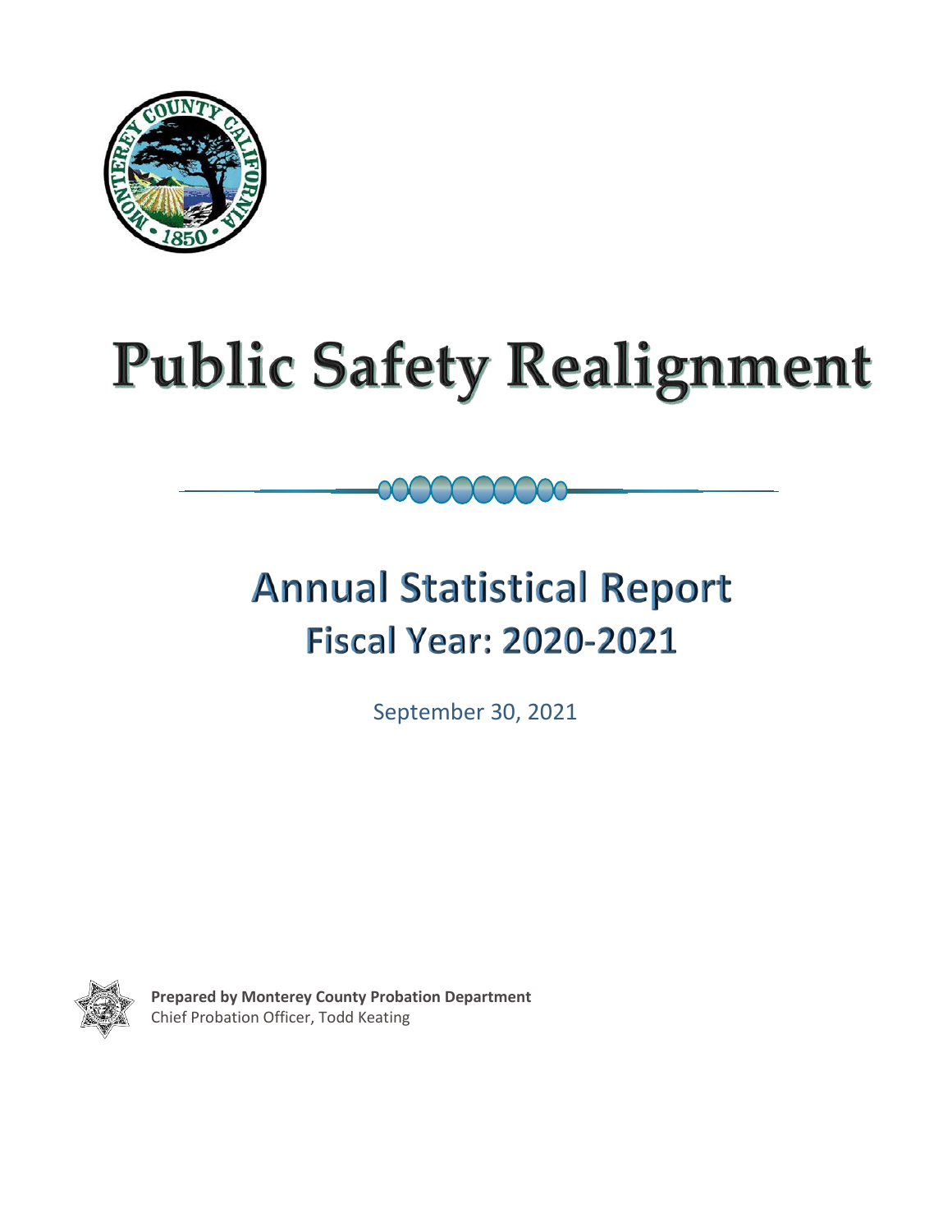# Public Safety Realignment

## Annual Statistical Report
### Fiscal Year: 2020-2021

September 30, 2021

**Prepared by Monterey County Probation Department**
Chief Probation Officer, Todd Keating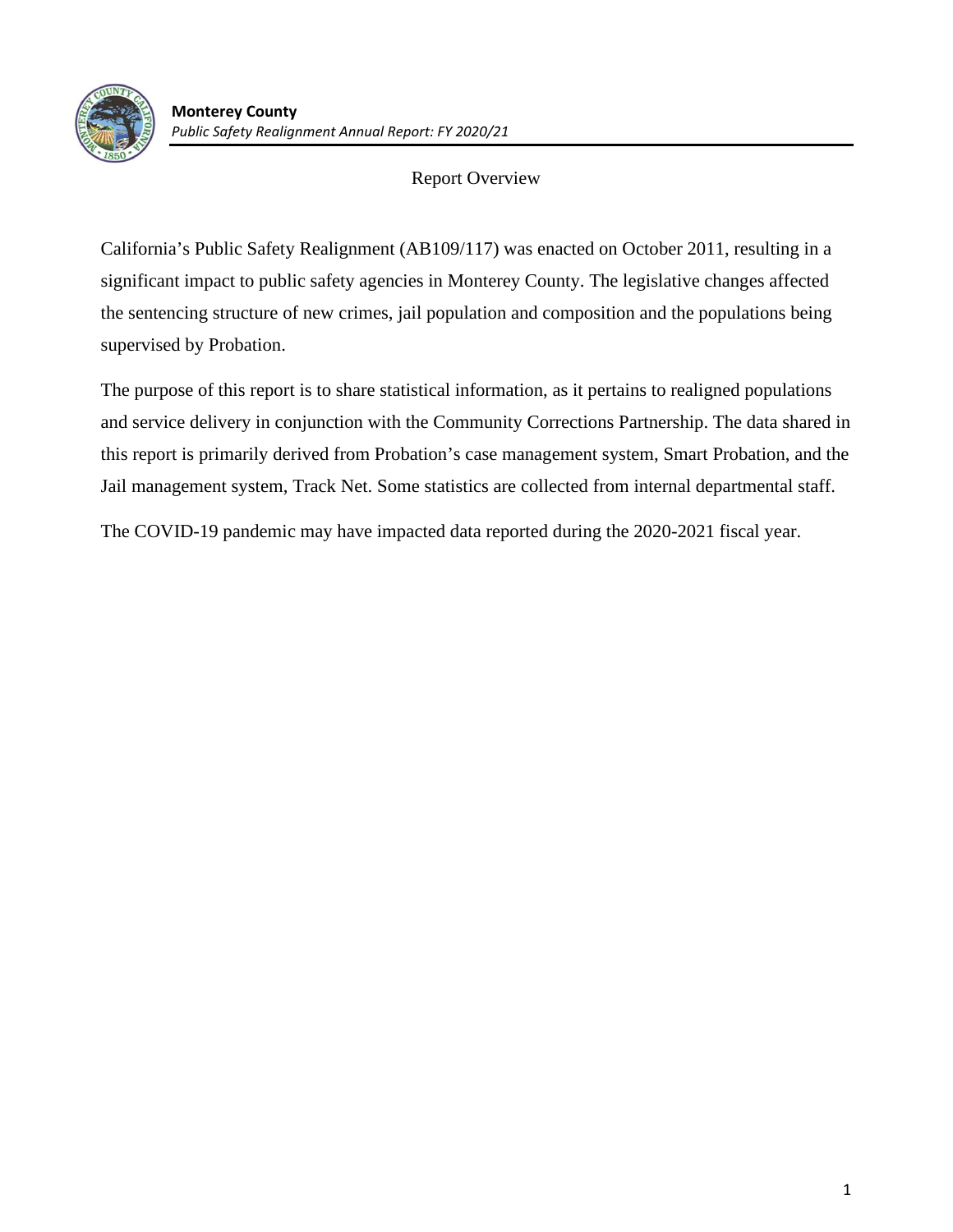# Report Overview

California's Public Safety Realignment (AB109/117) was enacted on October 2011, resulting in a significant impact to public safety agencies in Monterey County. The legislative changes affected the sentencing structure of new crimes, jail population and composition and the populations being supervised by Probation.

The purpose of this report is to share statistical information, as it pertains to realigned populations and service delivery in conjunction with the Community Corrections Partnership. The data shared in this report is primarily derived from Probation's case management system, Smart Probation, and the Jail management system, Track Net. Some statistics are collected from internal departmental staff.

The COVID-19 pandemic may have impacted data reported during the 2020-2021 fiscal year.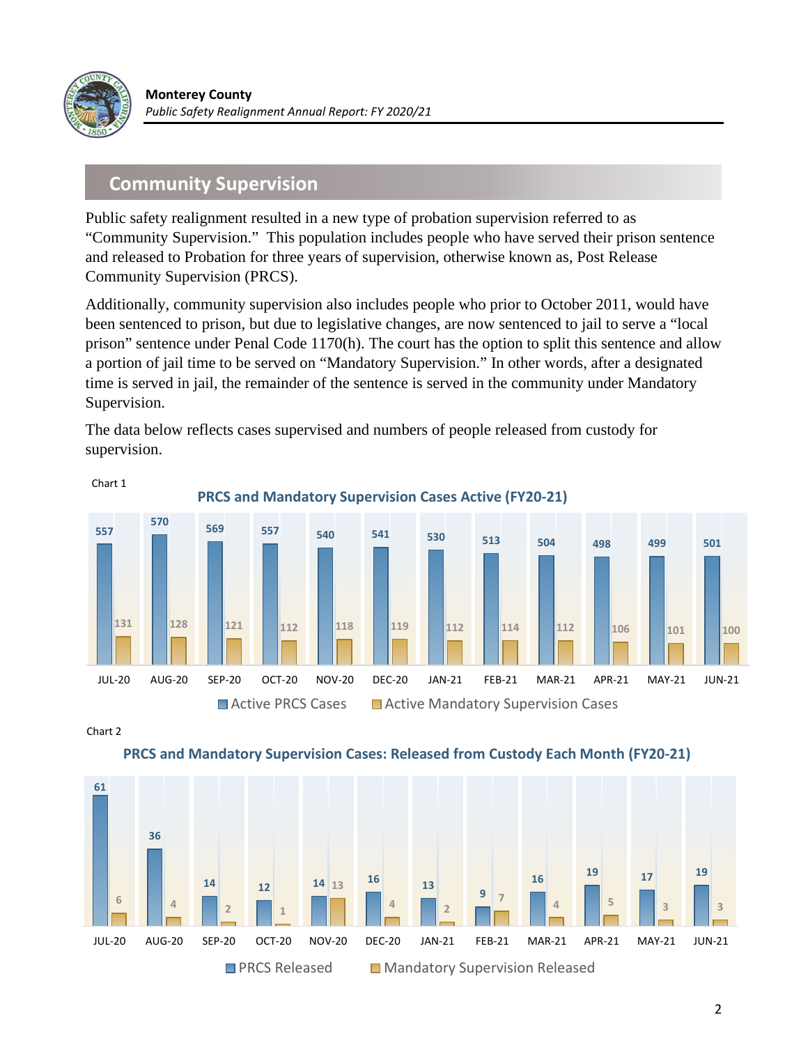## Community Supervision

Public safety realignment resulted in a new type of probation supervision referred to as "Community Supervision." This population includes people who have served their prison sentence and released to Probation for three years of supervision, otherwise known as, Post Release Community Supervision (PRCS).

Additionally, community supervision also includes people who prior to October 2011, would have been sentenced to prison, but due to legislative changes, are now sentenced to jail to serve a "local prison" sentence under Penal Code 1170(h). The court has the option to split this sentence and allow a portion of jail time to be served on "Mandatory Supervision." In other words, after a designated time is served in jail, the remainder of the sentence is served in the community under Mandatory Supervision.

The data below reflects cases supervised and numbers of people released from custody for supervision.

Chart 1

**PRCS and Mandatory Supervision Cases Active (FY20-21)**

| Month | Active PRCS Cases | Active Mandatory Supervision Cases |
|---|---|---|
| JUL-20 | 557 | 131 |
| AUG-20 | 570 | 128 |
| SEP-20 | 569 | 121 |
| OCT-20 | 557 | 112 |
| NOV-20 | 540 | 118 |
| DEC-20 | 541 | 119 |
| JAN-21 | 530 | 112 |
| FEB-21 | 513 | 114 |
| MAR-21 | 504 | 112 |
| APR-21 | 498 | 106 |
| MAY-21 | 499 | 101 |
| JUN-21 | 501 | 100 |

Chart 2

**PRCS and Mandatory Supervision Cases: Released from Custody Each Month (FY20-21)**

| Month | PRCS Released | Mandatory Supervision Released |
|---|---|---|
| JUL-20 | 61 | 6 |
| AUG-20 | 36 | 4 |
| SEP-20 | 14 | 2 |
| OCT-20 | 12 | 1 |
| NOV-20 | 14 | 13 |
| DEC-20 | 16 | 4 |
| JAN-21 | 13 | 2 |
| FEB-21 | 9 | 7 |
| MAR-21 | 16 | 4 |
| APR-21 | 19 | 5 |
| MAY-21 | 17 | 3 |
| JUN-21 | 19 | 3 |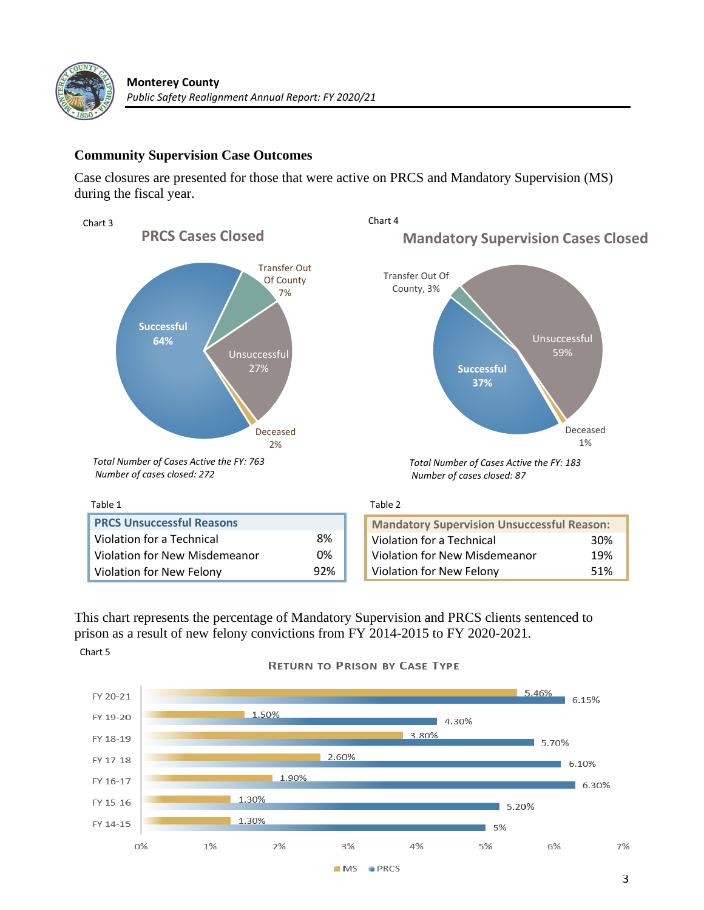## Community Supervision Case Outcomes

Case closures are presented for those that were active on PRCS and Mandatory Supervision (MS) during the fiscal year.

Chart 3

**PRCS Cases Closed**

- Successful 64%
- Transfer Out Of County 7%
- Unsuccessful 27%
- Deceased 2%

*Total Number of Cases Active the FY: 763*
*Number of cases closed: 272*

Chart 4

**Mandatory Supervision Cases Closed**

- Transfer Out Of County, 3%
- Unsuccessful 59%
- Successful 37%
- Deceased 1%

*Total Number of Cases Active the FY: 183*
*Number of cases closed: 87*

Table 1

| PRCS Unsuccessful Reasons | |
|---|---|
| Violation for a Technical | 8% |
| Violation for New Misdemeanor | 0% |
| Violation for New Felony | 92% |

Table 2

| Mandatory Supervision Unsuccessful Reason: | |
|---|---|
| Violation for a Technical | 30% |
| Violation for New Misdemeanor | 19% |
| Violation for New Felony | 51% |

This chart represents the percentage of Mandatory Supervision and PRCS clients sentenced to prison as a result of new felony convictions from FY 2014-2015 to FY 2020-2021.

Chart 5

**Return to Prison by Case Type**

| Fiscal Year | MS | PRCS |
|---|---|---|
| FY 20-21 | 5.46% | 6.15% |
| FY 19-20 | 1.50% | 4.30% |
| FY 18-19 | 3.80% | 5.70% |
| FY 17-18 | 2.60% | 6.10% |
| FY 16-17 | 1.90% | 6.30% |
| FY 15-16 | 1.30% | 5.20% |
| FY 14-15 | 1.30% | 5% |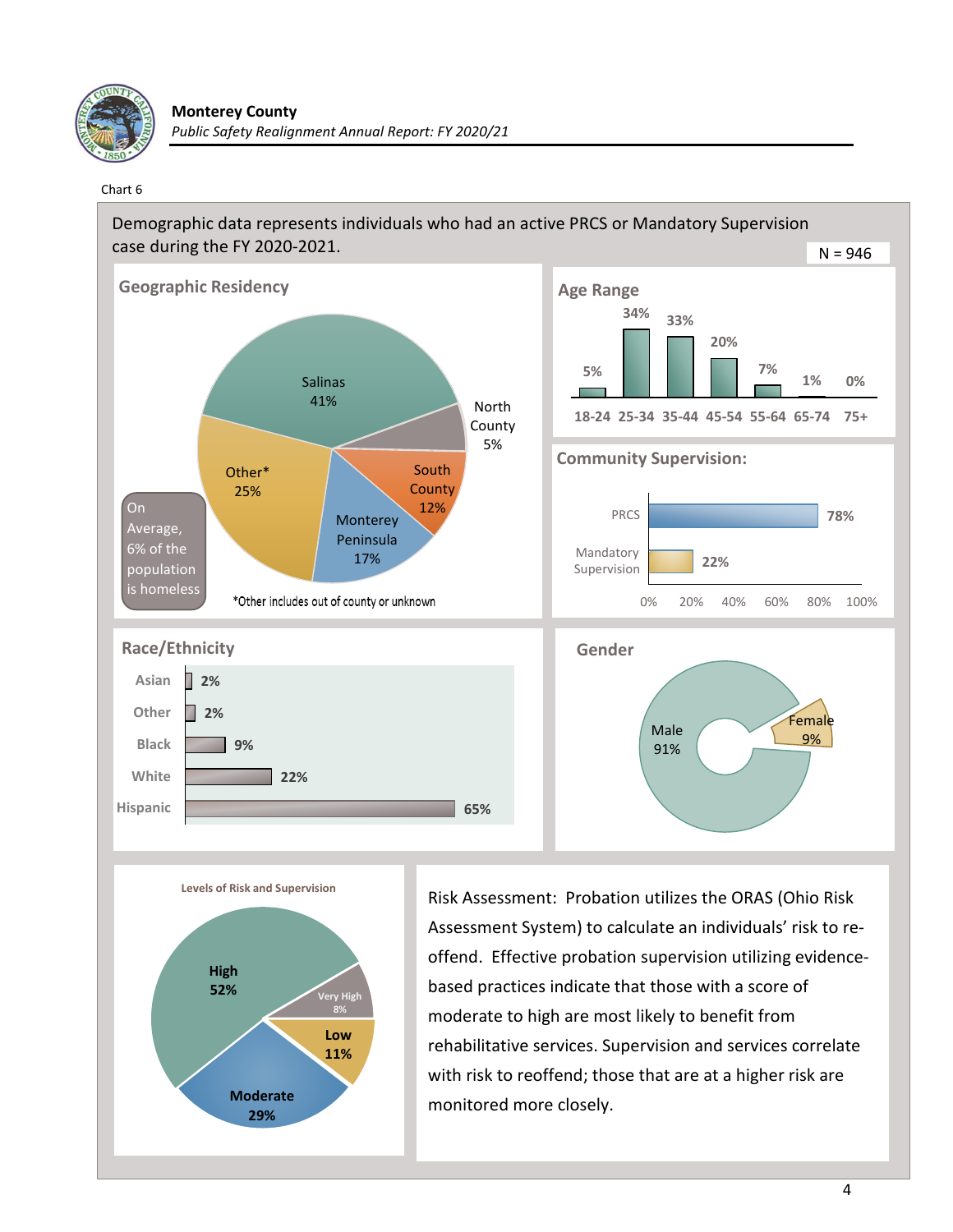Chart 6

Demographic data represents individuals who had an active PRCS or Mandatory Supervision case during the FY 2020-2021.

N = 946

### Geographic Residency

| Area | Percent |
|---|---|
| Salinas | 41% |
| North County | 5% |
| South County | 12% |
| Monterey Peninsula | 17% |
| Other* | 25% |

On Average, 6% of the population is homeless

*Other includes out of county or unknown

### Age Range

| 18-24 | 25-34 | 35-44 | 45-54 | 55-64 | 65-74 | 75+ |
|---|---|---|---|---|---|---|
| 5% | 34% | 33% | 20% | 7% | 1% | 0% |

### Community Supervision:

| Type | Percent |
|---|---|
| PRCS | 78% |
| Mandatory Supervision | 22% |

### Race/Ethnicity

| Race/Ethnicity | Percent |
|---|---|
| Asian | 2% |
| Other | 2% |
| Black | 9% |
| White | 22% |
| Hispanic | 65% |

### Gender

| Gender | Percent |
|---|---|
| Male | 91% |
| Female | 9% |

### Levels of Risk and Supervision

| Level | Percent |
|---|---|
| High | 52% |
| Very High | 8% |
| Low | 11% |
| Moderate | 29% |

Risk Assessment: Probation utilizes the ORAS (Ohio Risk Assessment System) to calculate an individuals' risk to re-offend. Effective probation supervision utilizing evidence-based practices indicate that those with a score of moderate to high are most likely to benefit from rehabilitative services. Supervision and services correlate with risk to reoffend; those that are at a higher risk are monitored more closely.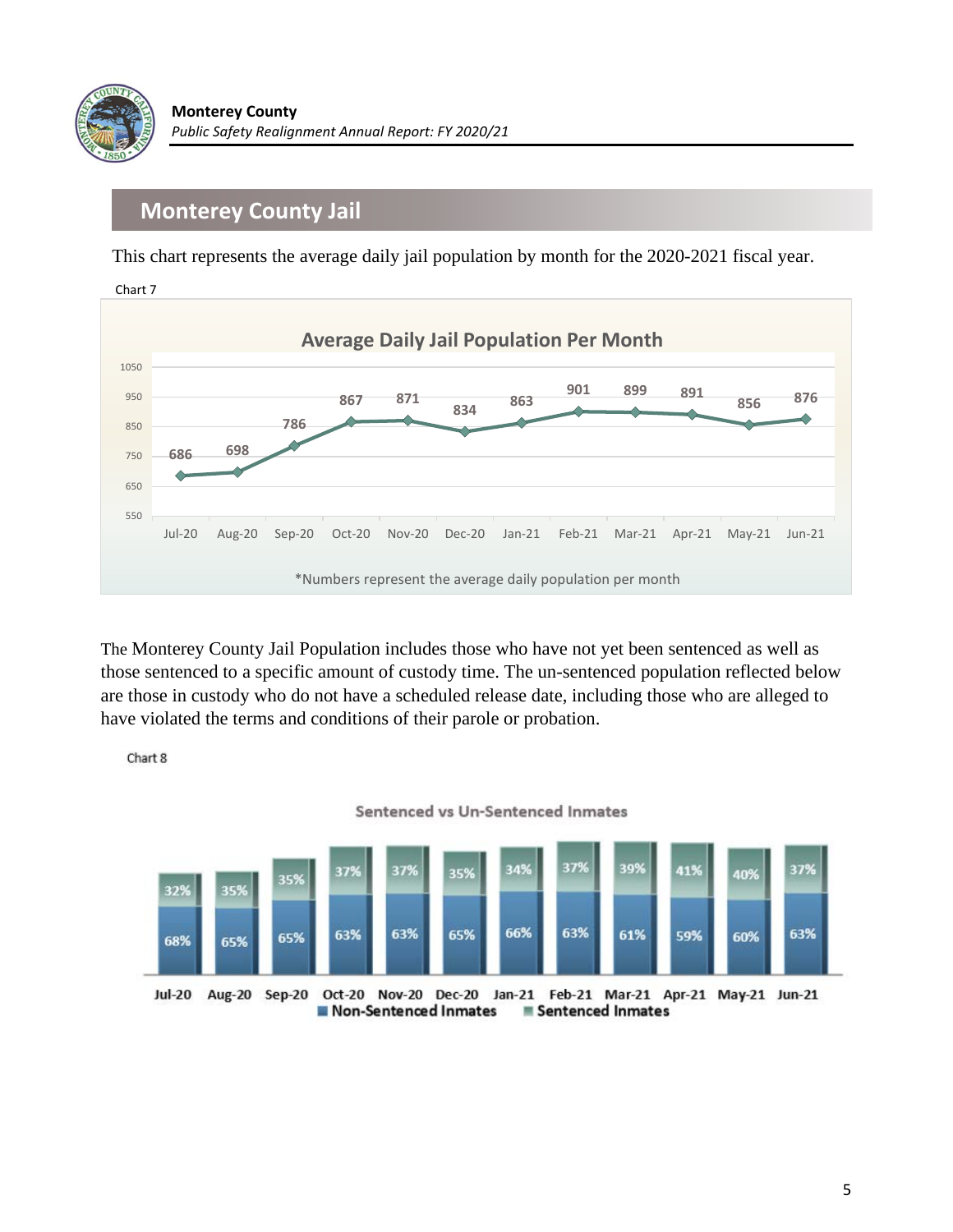## Monterey County Jail

This chart represents the average daily jail population by month for the 2020-2021 fiscal year.

Chart 7

**Average Daily Jail Population Per Month**

| Month | Average Daily Population |
|---|---|
| Jul-20 | 686 |
| Aug-20 | 698 |
| Sep-20 | 786 |
| Oct-20 | 867 |
| Nov-20 | 871 |
| Dec-20 | 834 |
| Jan-21 | 863 |
| Feb-21 | 901 |
| Mar-21 | 899 |
| Apr-21 | 891 |
| May-21 | 856 |
| Jun-21 | 876 |

*Numbers represent the average daily population per month

The Monterey County Jail Population includes those who have not yet been sentenced as well as those sentenced to a specific amount of custody time. The un-sentenced population reflected below are those in custody who do not have a scheduled release date, including those who are alleged to have violated the terms and conditions of their parole or probation.

Chart 8

**Sentenced vs Un-Sentenced Inmates**

| Month | Non-Sentenced Inmates | Sentenced Inmates |
|---|---|---|
| Jul-20 | 68% | 32% |
| Aug-20 | 65% | 35% |
| Sep-20 | 65% | 35% |
| Oct-20 | 63% | 37% |
| Nov-20 | 63% | 37% |
| Dec-20 | 65% | 35% |
| Jan-21 | 66% | 34% |
| Feb-21 | 63% | 37% |
| Mar-21 | 61% | 39% |
| Apr-21 | 59% | 41% |
| May-21 | 60% | 40% |
| Jun-21 | 63% | 37% |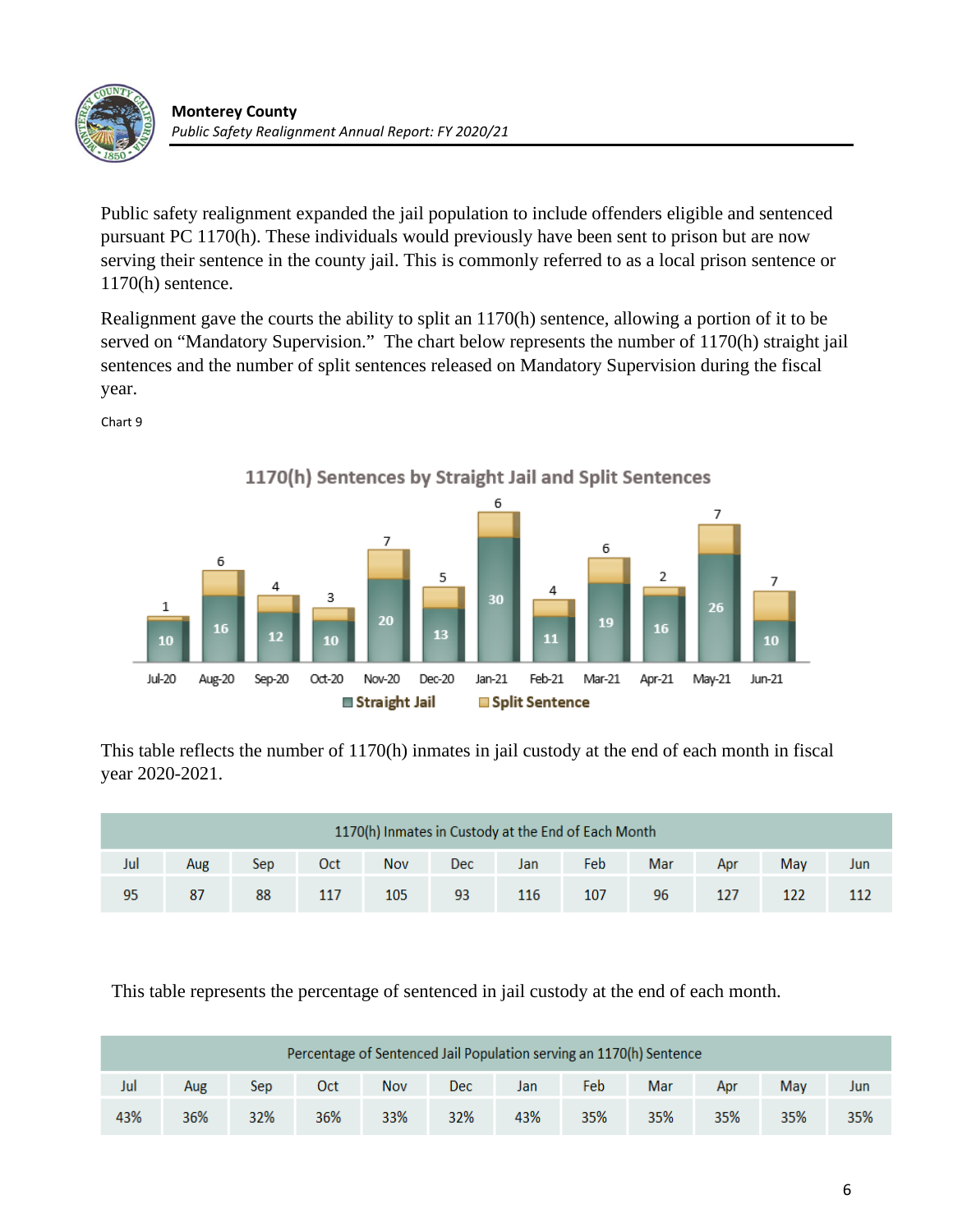Public safety realignment expanded the jail population to include offenders eligible and sentenced pursuant PC 1170(h). These individuals would previously have been sent to prison but are now serving their sentence in the county jail. This is commonly referred to as a local prison sentence or 1170(h) sentence.

Realignment gave the courts the ability to split an 1170(h) sentence, allowing a portion of it to be served on "Mandatory Supervision." The chart below represents the number of 1170(h) straight jail sentences and the number of split sentences released on Mandatory Supervision during the fiscal year.

Chart 9

**1170(h) Sentences by Straight Jail and Split Sentences**

| Month | Straight Jail | Split Sentence |
|---|---|---|
| Jul-20 | 10 | 1 |
| Aug-20 | 16 | 6 |
| Sep-20 | 12 | 4 |
| Oct-20 | 10 | 3 |
| Nov-20 | 20 | 7 |
| Dec-20 | 13 | 5 |
| Jan-21 | 30 | 6 |
| Feb-21 | 11 | 4 |
| Mar-21 | 19 | 6 |
| Apr-21 | 16 | 2 |
| May-21 | 26 | 7 |
| Jun-21 | 10 | 7 |

This table reflects the number of 1170(h) inmates in jail custody at the end of each month in fiscal year 2020-2021.

| 1170(h) Inmates in Custody at the End of Each Month | | | | | | | | | | | |
|---|---|---|---|---|---|---|---|---|---|---|---|
| Jul | Aug | Sep | Oct | Nov | Dec | Jan | Feb | Mar | Apr | May | Jun |
| 95 | 87 | 88 | 117 | 105 | 93 | 116 | 107 | 96 | 127 | 122 | 112 |

This table represents the percentage of sentenced in jail custody at the end of each month.

| Percentage of Sentenced Jail Population serving an 1170(h) Sentence | | | | | | | | | | | |
|---|---|---|---|---|---|---|---|---|---|---|---|
| Jul | Aug | Sep | Oct | Nov | Dec | Jan | Feb | Mar | Apr | May | Jun |
| 43% | 36% | 32% | 36% | 33% | 32% | 43% | 35% | 35% | 35% | 35% | 35% |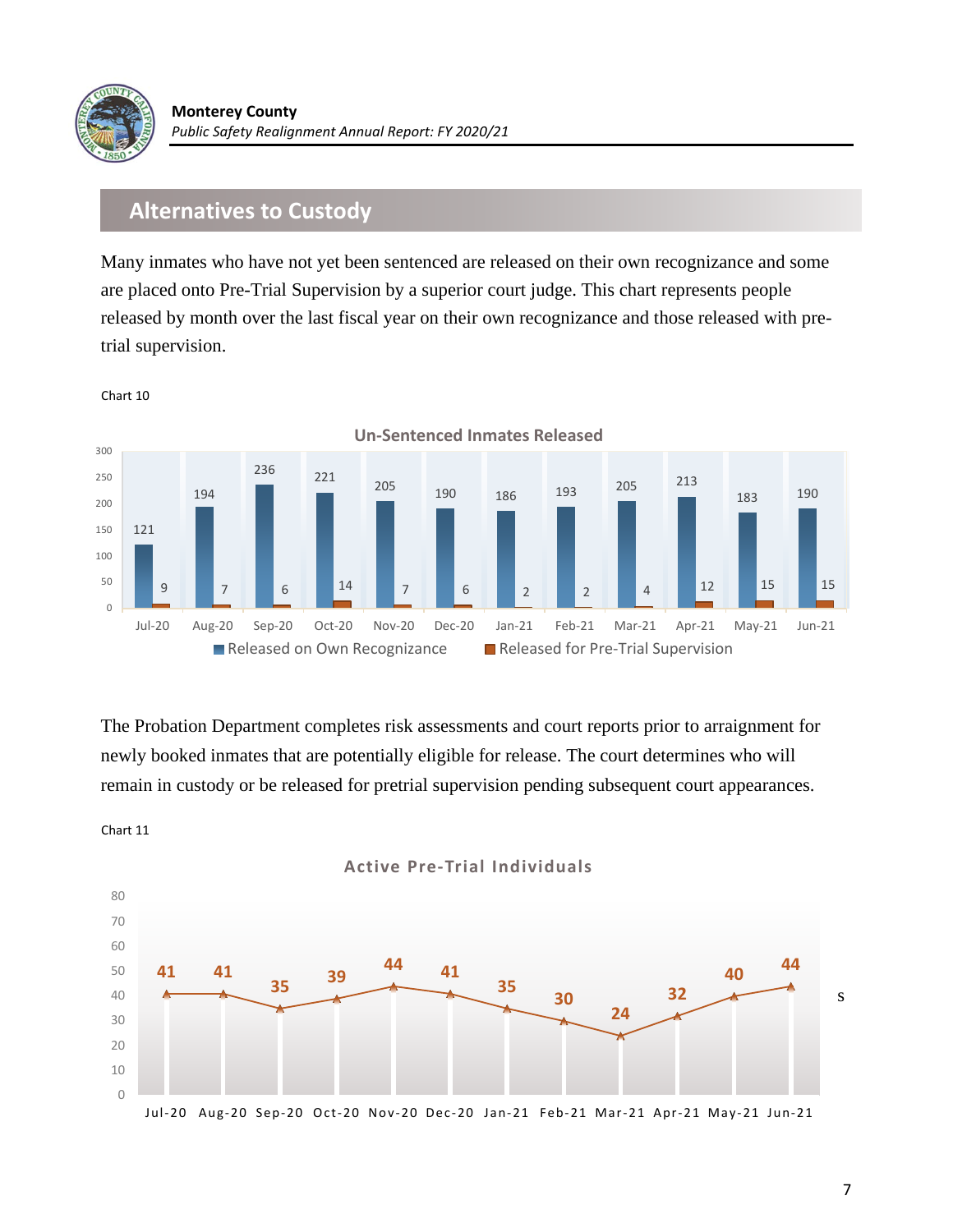## Alternatives to Custody

Many inmates who have not yet been sentenced are released on their own recognizance and some are placed onto Pre-Trial Supervision by a superior court judge. This chart represents people released by month over the last fiscal year on their own recognizance and those released with pre-trial supervision.

Chart 10

**Un-Sentenced Inmates Released**

| Month | Released on Own Recognizance | Released for Pre-Trial Supervision |
|---|---|---|
| Jul-20 | 121 | 9 |
| Aug-20 | 194 | 7 |
| Sep-20 | 236 | 6 |
| Oct-20 | 221 | 14 |
| Nov-20 | 205 | 7 |
| Dec-20 | 190 | 6 |
| Jan-21 | 186 | 2 |
| Feb-21 | 193 | 2 |
| Mar-21 | 205 | 4 |
| Apr-21 | 213 | 12 |
| May-21 | 183 | 15 |
| Jun-21 | 190 | 15 |

The Probation Department completes risk assessments and court reports prior to arraignment for newly booked inmates that are potentially eligible for release. The court determines who will remain in custody or be released for pretrial supervision pending subsequent court appearances.

Chart 11

**Active Pre-Trial Individuals**

| Month | Active Pre-Trial Individuals |
|---|---|
| Jul-20 | 41 |
| Aug-20 | 41 |
| Sep-20 | 35 |
| Oct-20 | 39 |
| Nov-20 | 44 |
| Dec-20 | 41 |
| Jan-21 | 35 |
| Feb-21 | 30 |
| Mar-21 | 24 |
| Apr-21 | 32 |
| May-21 | 40 |
| Jun-21 | 44 |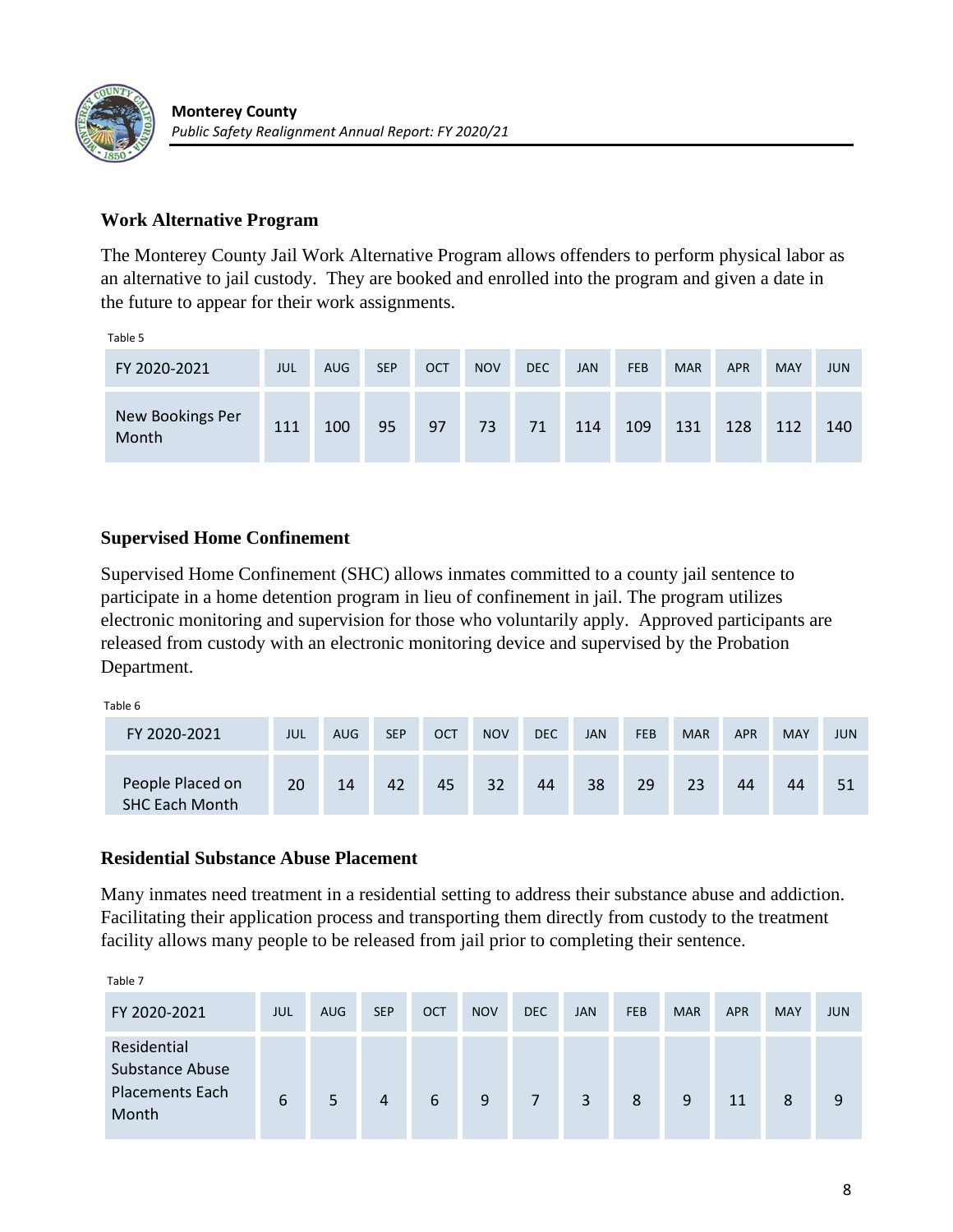## Work Alternative Program

The Monterey County Jail Work Alternative Program allows offenders to perform physical labor as an alternative to jail custody. They are booked and enrolled into the program and given a date in the future to appear for their work assignments.

Table 5

| FY 2020-2021 | JUL | AUG | SEP | OCT | NOV | DEC | JAN | FEB | MAR | APR | MAY | JUN |
|---|---|---|---|---|---|---|---|---|---|---|---|---|
| New Bookings Per Month | 111 | 100 | 95 | 97 | 73 | 71 | 114 | 109 | 131 | 128 | 112 | 140 |

## Supervised Home Confinement

Supervised Home Confinement (SHC) allows inmates committed to a county jail sentence to participate in a home detention program in lieu of confinement in jail. The program utilizes electronic monitoring and supervision for those who voluntarily apply. Approved participants are released from custody with an electronic monitoring device and supervised by the Probation Department.

Table 6

| FY 2020-2021 | JUL | AUG | SEP | OCT | NOV | DEC | JAN | FEB | MAR | APR | MAY | JUN |
|---|---|---|---|---|---|---|---|---|---|---|---|---|
| People Placed on SHC Each Month | 20 | 14 | 42 | 45 | 32 | 44 | 38 | 29 | 23 | 44 | 44 | 51 |

## Residential Substance Abuse Placement

Many inmates need treatment in a residential setting to address their substance abuse and addiction. Facilitating their application process and transporting them directly from custody to the treatment facility allows many people to be released from jail prior to completing their sentence.

Table 7

| FY 2020-2021 | JUL | AUG | SEP | OCT | NOV | DEC | JAN | FEB | MAR | APR | MAY | JUN |
|---|---|---|---|---|---|---|---|---|---|---|---|---|
| Residential Substance Abuse Placements Each Month | 6 | 5 | 4 | 6 | 9 | 7 | 3 | 8 | 9 | 11 | 8 | 9 |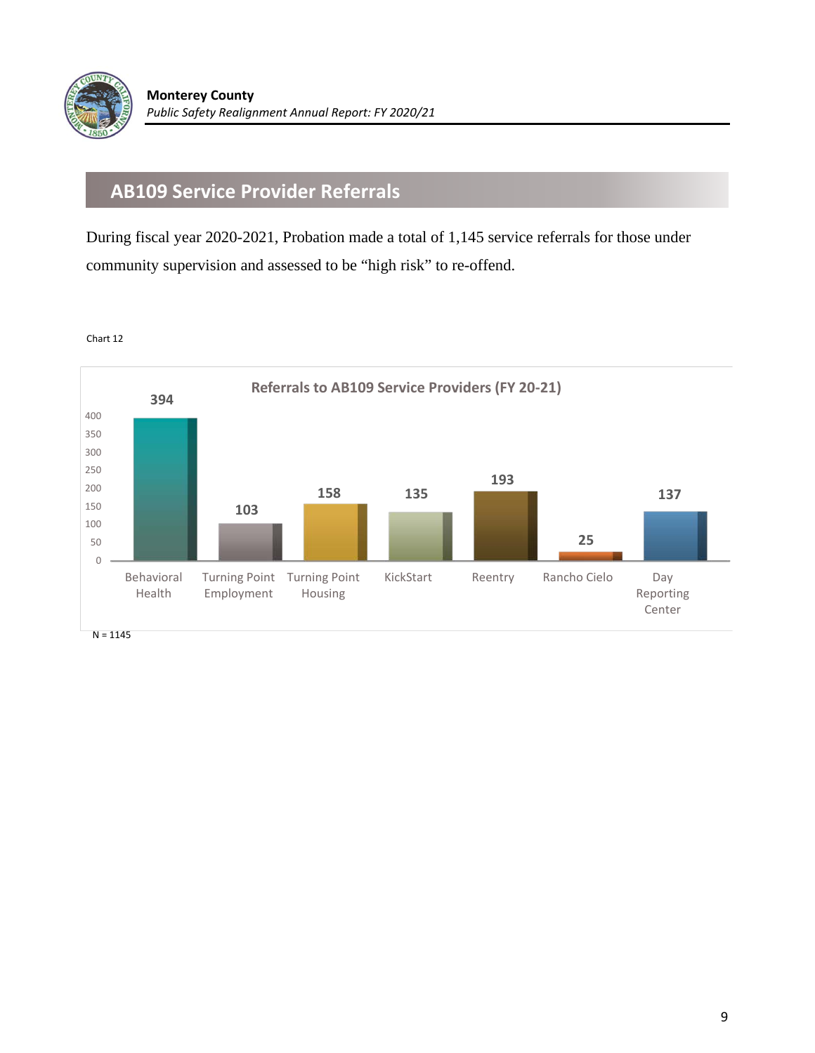## AB109 Service Provider Referrals

During fiscal year 2020-2021, Probation made a total of 1,145 service referrals for those under community supervision and assessed to be "high risk" to re-offend.

Chart 12

**Referrals to AB109 Service Providers (FY 20-21)**

| Service Provider | Referrals |
|---|---|
| Behavioral Health | 394 |
| Turning Point Employment | 103 |
| Turning Point Housing | 158 |
| KickStart | 135 |
| Reentry | 193 |
| Rancho Cielo | 25 |
| Day Reporting Center | 137 |

N = 1145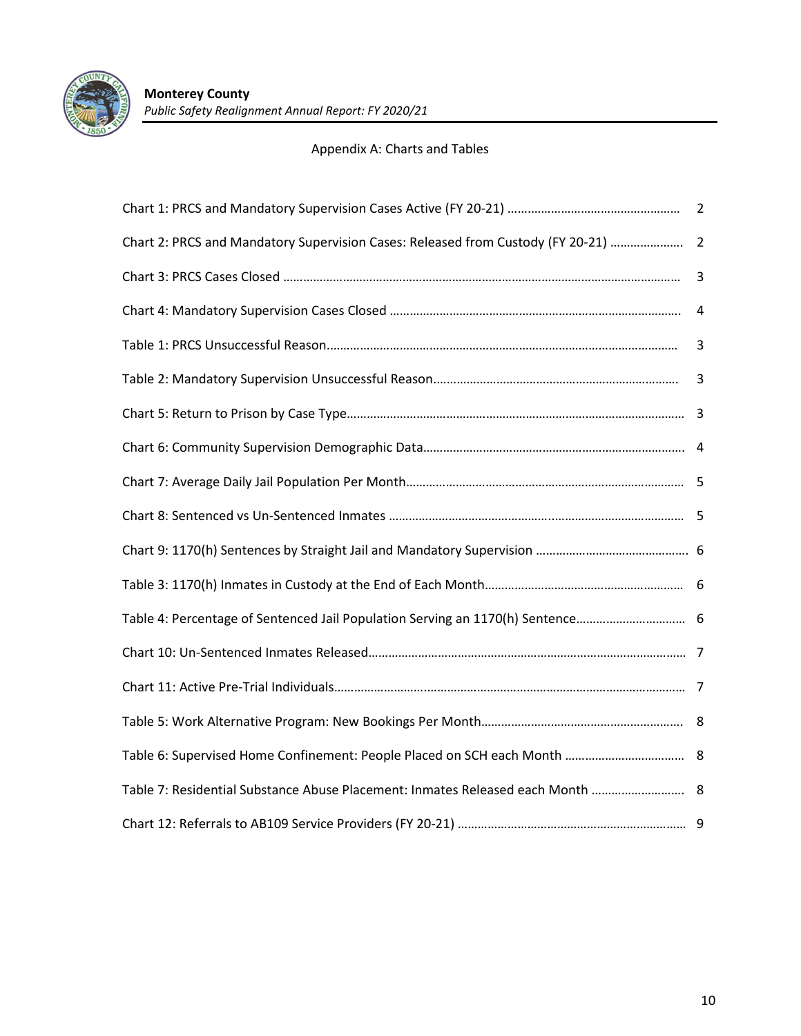Appendix A: Charts and Tables

| | |
|---|---|
| Chart 1: PRCS and Mandatory Supervision Cases Active (FY 20-21) | 2 |
| Chart 2: PRCS and Mandatory Supervision Cases: Released from Custody (FY 20-21) | 2 |
| Chart 3: PRCS Cases Closed | 3 |
| Chart 4: Mandatory Supervision Cases Closed | 4 |
| Table 1: PRCS Unsuccessful Reason | 3 |
| Table 2: Mandatory Supervision Unsuccessful Reason | 3 |
| Chart 5: Return to Prison by Case Type | 3 |
| Chart 6: Community Supervision Demographic Data | 4 |
| Chart 7: Average Daily Jail Population Per Month | 5 |
| Chart 8: Sentenced vs Un-Sentenced Inmates | 5 |
| Chart 9: 1170(h) Sentences by Straight Jail and Mandatory Supervision | 6 |
| Table 3: 1170(h) Inmates in Custody at the End of Each Month | 6 |
| Table 4: Percentage of Sentenced Jail Population Serving an 1170(h) Sentence | 6 |
| Chart 10: Un-Sentenced Inmates Released | 7 |
| Chart 11: Active Pre-Trial Individuals | 7 |
| Table 5: Work Alternative Program: New Bookings Per Month | 8 |
| Table 6: Supervised Home Confinement: People Placed on SCH each Month | 8 |
| Table 7: Residential Substance Abuse Placement: Inmates Released each Month | 8 |
| Chart 12: Referrals to AB109 Service Providers (FY 20-21) | 9 |